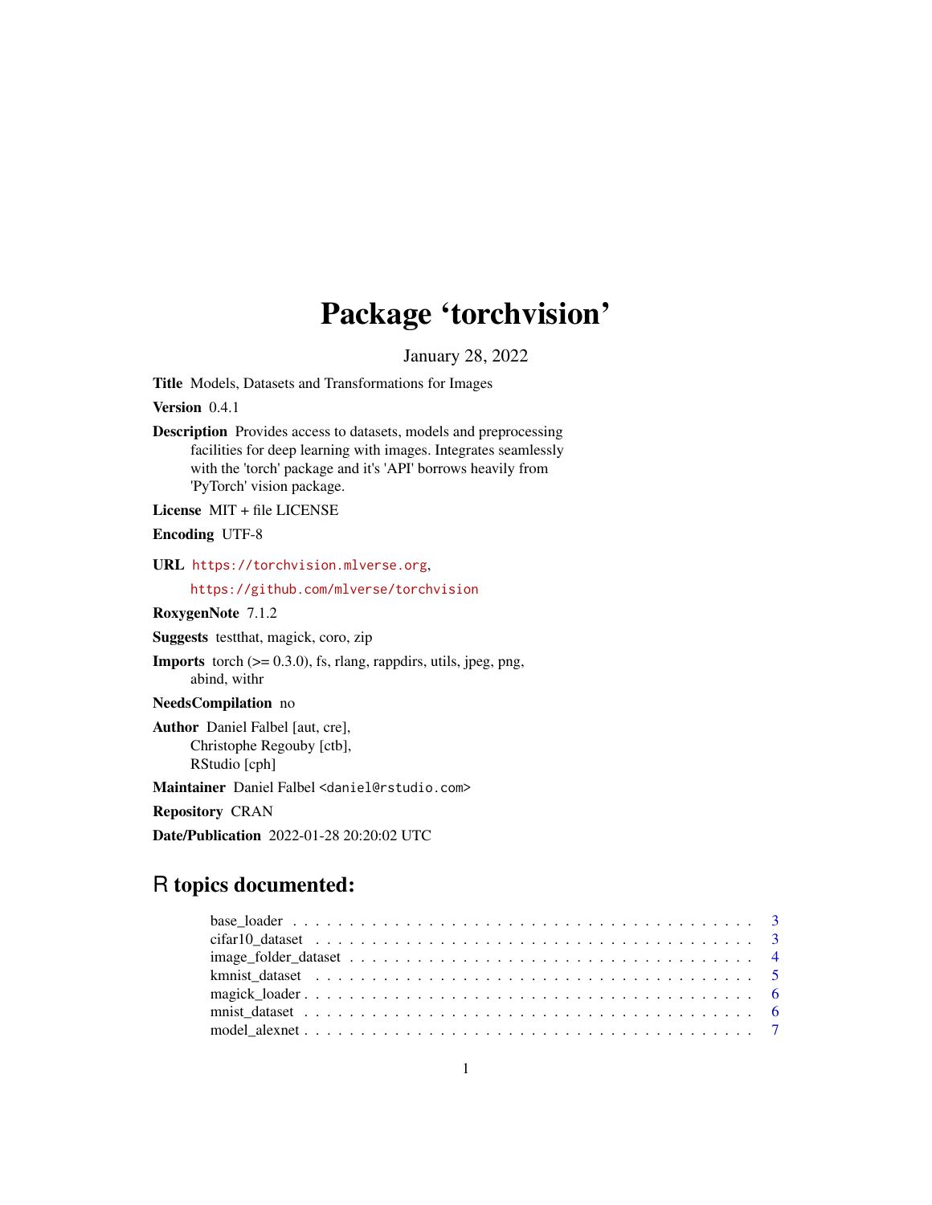# Package 'torchvision'

January 28, 2022

**Title** Models, Datasets and Transformations for Images

**Version** 0.4.1

**Description** Provides access to datasets, models and preprocessing facilities for deep learning with images. Integrates seamlessly with the 'torch' package and it's 'API' borrows heavily from 'PyTorch' vision package.

**License** MIT + file LICENSE

**Encoding** UTF-8

**URL** https://torchvision.mlverse.org, https://github.com/mlverse/torchvision

**RoxygenNote** 7.1.2

**Suggests** testthat, magick, coro, zip

**Imports** torch (>= 0.3.0), fs, rlang, rappdirs, utils, jpeg, png, abind, withr

**NeedsCompilation** no

**Author** Daniel Falbel [aut, cre], Christophe Regouby [ctb], RStudio [cph]

**Maintainer** Daniel Falbel <daniel@rstudio.com>

**Repository** CRAN

**Date/Publication** 2022-01-28 20:20:02 UTC

## R topics documented:

- base_loader . . . . . . . . . . . . . . . . . . . . . . . . . . . . . . . . . . . . . . . . 3
- cifar10_dataset . . . . . . . . . . . . . . . . . . . . . . . . . . . . . . . . . . . . . . . . 3
- image_folder_dataset . . . . . . . . . . . . . . . . . . . . . . . . . . . . . . . . . . . . 4
- kmnist_dataset . . . . . . . . . . . . . . . . . . . . . . . . . . . . . . . . . . . . . . . . 5
- magick_loader . . . . . . . . . . . . . . . . . . . . . . . . . . . . . . . . . . . . . . . . 6
- mnist_dataset . . . . . . . . . . . . . . . . . . . . . . . . . . . . . . . . . . . . . . . . 6
- model_alexnet . . . . . . . . . . . . . . . . . . . . . . . . . . . . . . . . . . . . . . . . 7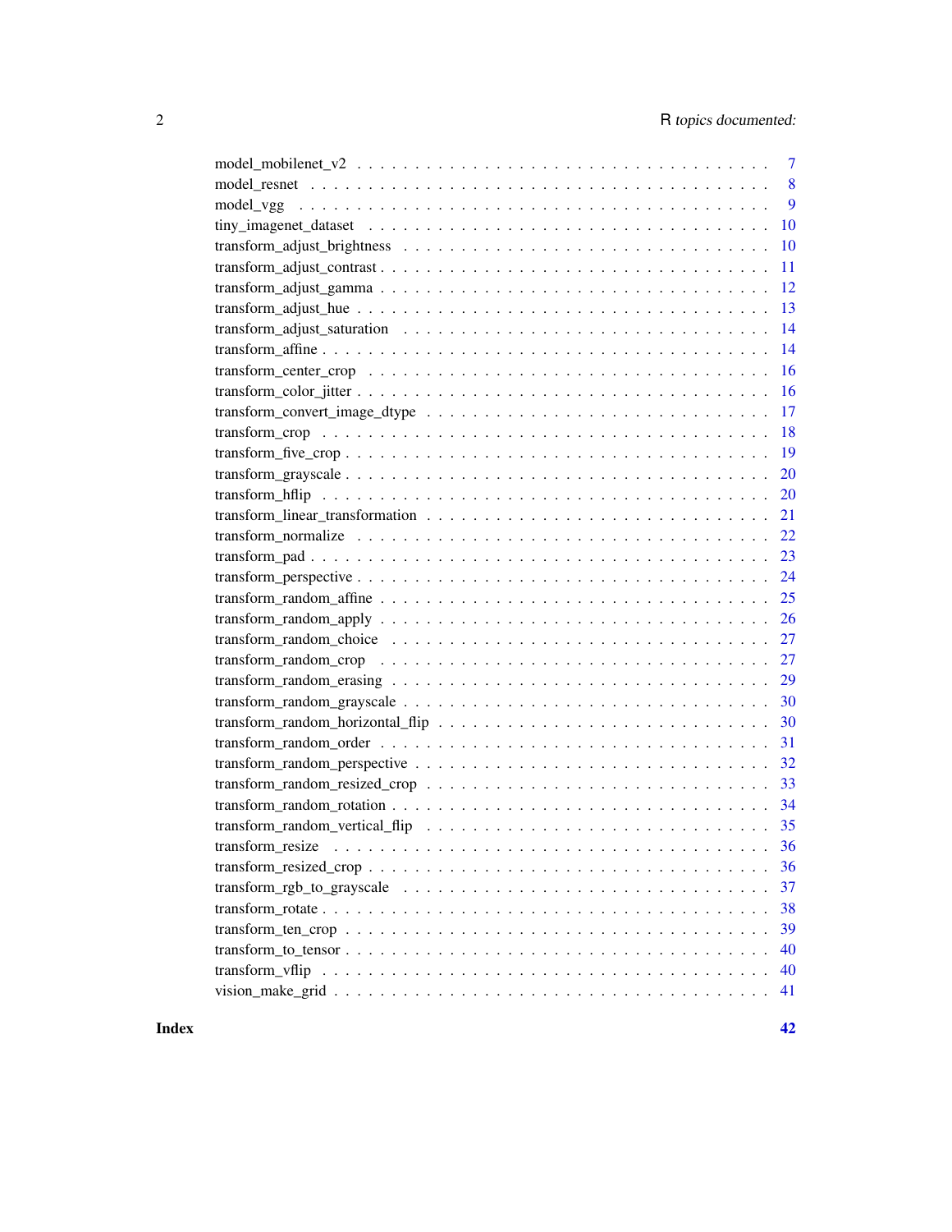| | |
|---|---|
| model_mobilenet_v2 | 7 |
| model_resnet | 8 |
| model_vgg | 9 |
| tiny_imagenet_dataset | 10 |
| transform_adjust_brightness | 10 |
| transform_adjust_contrast | 11 |
| transform_adjust_gamma | 12 |
| transform_adjust_hue | 13 |
| transform_adjust_saturation | 14 |
| transform_affine | 14 |
| transform_center_crop | 16 |
| transform_color_jitter | 16 |
| transform_convert_image_dtype | 17 |
| transform_crop | 18 |
| transform_five_crop | 19 |
| transform_grayscale | 20 |
| transform_hflip | 20 |
| transform_linear_transformation | 21 |
| transform_normalize | 22 |
| transform_pad | 23 |
| transform_perspective | 24 |
| transform_random_affine | 25 |
| transform_random_apply | 26 |
| transform_random_choice | 27 |
| transform_random_crop | 27 |
| transform_random_erasing | 29 |
| transform_random_grayscale | 30 |
| transform_random_horizontal_flip | 30 |
| transform_random_order | 31 |
| transform_random_perspective | 32 |
| transform_random_resized_crop | 33 |
| transform_random_rotation | 34 |
| transform_random_vertical_flip | 35 |
| transform_resize | 36 |
| transform_resized_crop | 36 |
| transform_rgb_to_grayscale | 37 |
| transform_rotate | 38 |
| transform_ten_crop | 39 |
| transform_to_tensor | 40 |
| transform_vflip | 40 |
| vision_make_grid | 41 |

**Index** **42**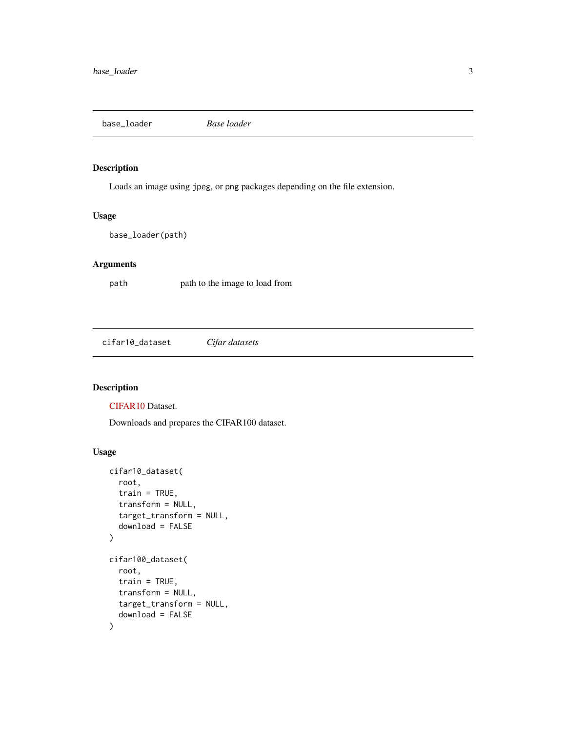## base_loader — *Base loader*

### Description

Loads an image using `jpeg`, or `png` packages depending on the file extension.

### Usage

```
base_loader(path)
```

### Arguments

| | |
|---|---|
| `path` | path to the image to load from |

## cifar10_dataset — *Cifar datasets*

### Description

CIFAR10 Dataset.

Downloads and prepares the CIFAR100 dataset.

### Usage

```
cifar10_dataset(
  root,
  train = TRUE,
  transform = NULL,
  target_transform = NULL,
  download = FALSE
)

cifar100_dataset(
  root,
  train = TRUE,
  transform = NULL,
  target_transform = NULL,
  download = FALSE
)
```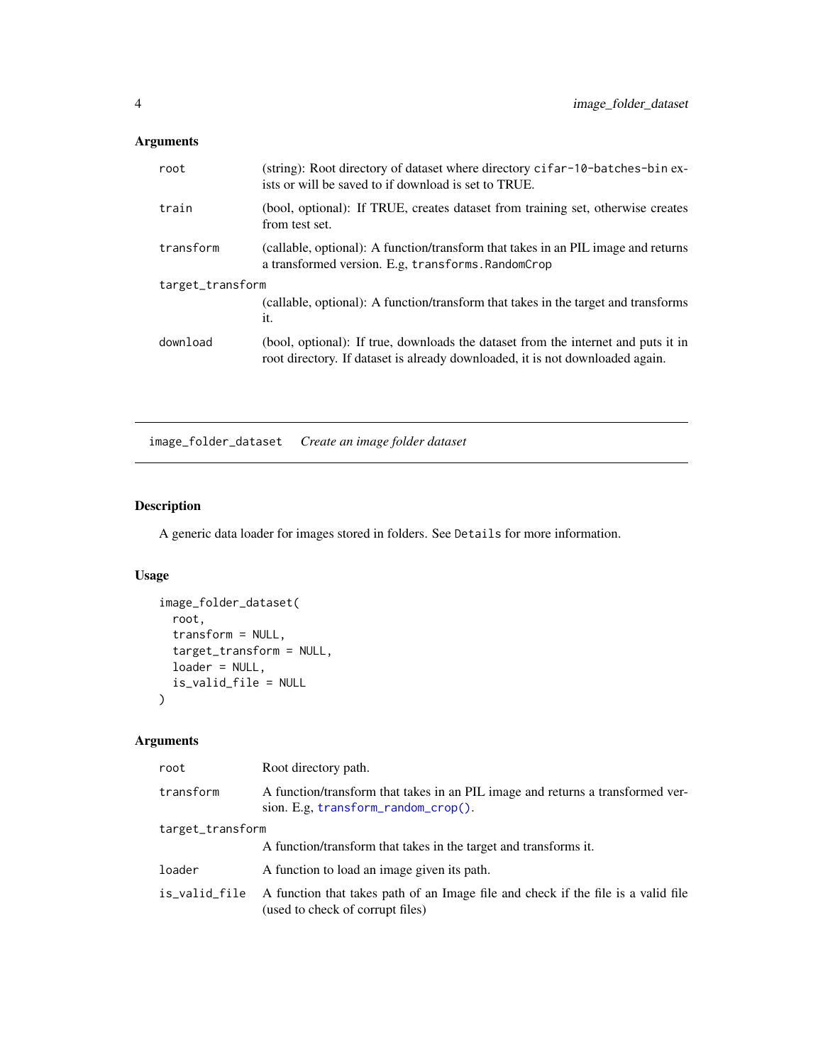## Arguments

| | |
|---|---|
| `root` | (string): Root directory of dataset where directory `cifar-10-batches-bin` exists or will be saved to if download is set to TRUE. |
| `train` | (bool, optional): If TRUE, creates dataset from training set, otherwise creates from test set. |
| `transform` | (callable, optional): A function/transform that takes in an PIL image and returns a transformed version. E.g, `transforms.RandomCrop` |
| `target_transform` | (callable, optional): A function/transform that takes in the target and transforms it. |
| `download` | (bool, optional): If true, downloads the dataset from the internet and puts it in root directory. If dataset is already downloaded, it is not downloaded again. |

---

# `image_folder_dataset` *Create an image folder dataset*

## Description

A generic data loader for images stored in folders. See `Details` for more information.

## Usage

```
image_folder_dataset(
  root,
  transform = NULL,
  target_transform = NULL,
  loader = NULL,
  is_valid_file = NULL
)
```

## Arguments

| | |
|---|---|
| `root` | Root directory path. |
| `transform` | A function/transform that takes in an PIL image and returns a transformed version. E.g, `transform_random_crop()`. |
| `target_transform` | A function/transform that takes in the target and transforms it. |
| `loader` | A function to load an image given its path. |
| `is_valid_file` | A function that takes path of an Image file and check if the file is a valid file (used to check of corrupt files) |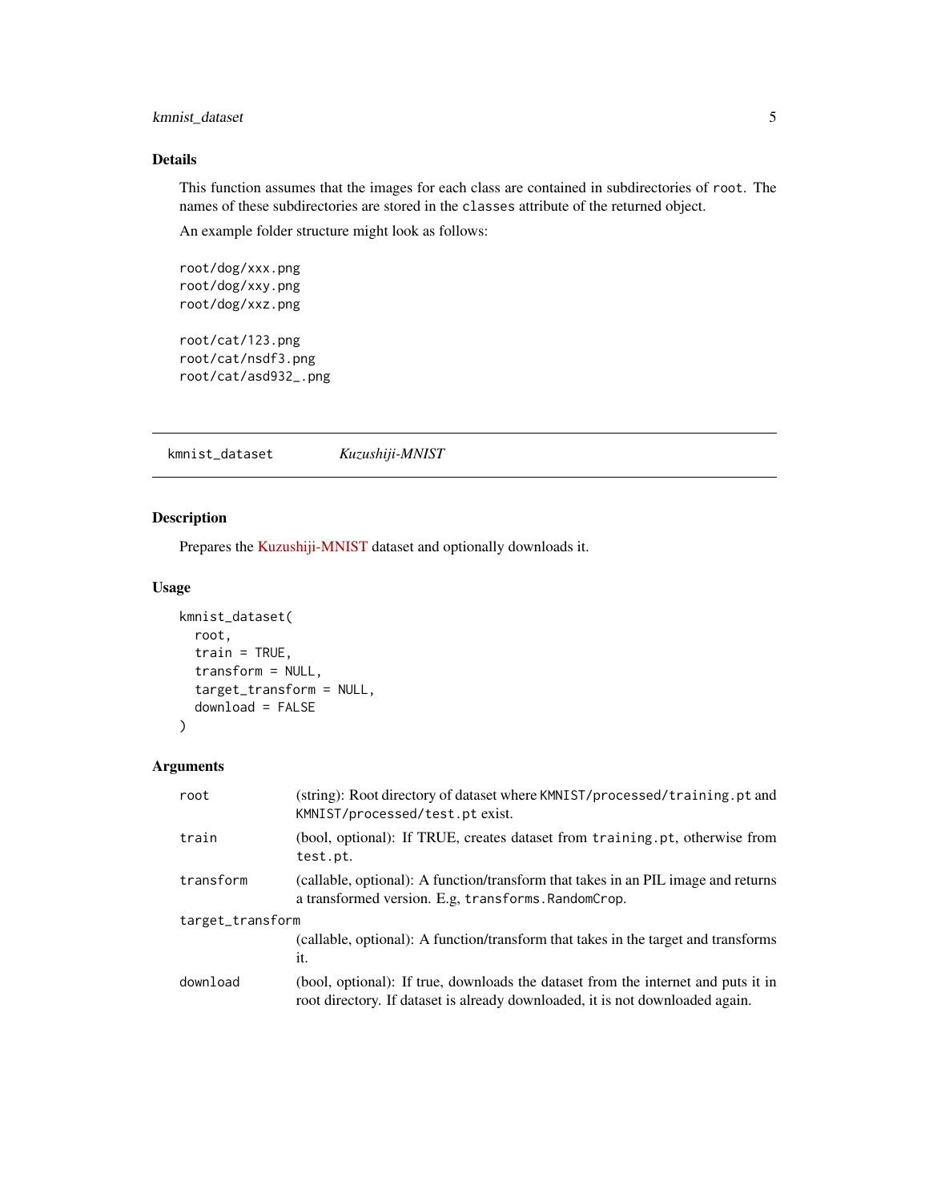## Details

This function assumes that the images for each class are contained in subdirectories of `root`. The names of these subdirectories are stored in the `classes` attribute of the returned object.

An example folder structure might look as follows:

```
root/dog/xxx.png
root/dog/xxy.png
root/dog/xxz.png

root/cat/123.png
root/cat/nsdf3.png
root/cat/asd932_.png
```

---

# kmnist_dataset *Kuzushiji-MNIST*

## Description

Prepares the Kuzushiji-MNIST dataset and optionally downloads it.

## Usage

```
kmnist_dataset(
  root,
  train = TRUE,
  transform = NULL,
  target_transform = NULL,
  download = FALSE
)
```

## Arguments

| | |
|---|---|
| root | (string): Root directory of dataset where `KMNIST/processed/training.pt` and `KMNIST/processed/test.pt` exist. |
| train | (bool, optional): If TRUE, creates dataset from `training.pt`, otherwise from `test.pt`. |
| transform | (callable, optional): A function/transform that takes in an PIL image and returns a transformed version. E.g, `transforms.RandomCrop`. |
| target_transform | (callable, optional): A function/transform that takes in the target and transforms it. |
| download | (bool, optional): If true, downloads the dataset from the internet and puts it in root directory. If dataset is already downloaded, it is not downloaded again. |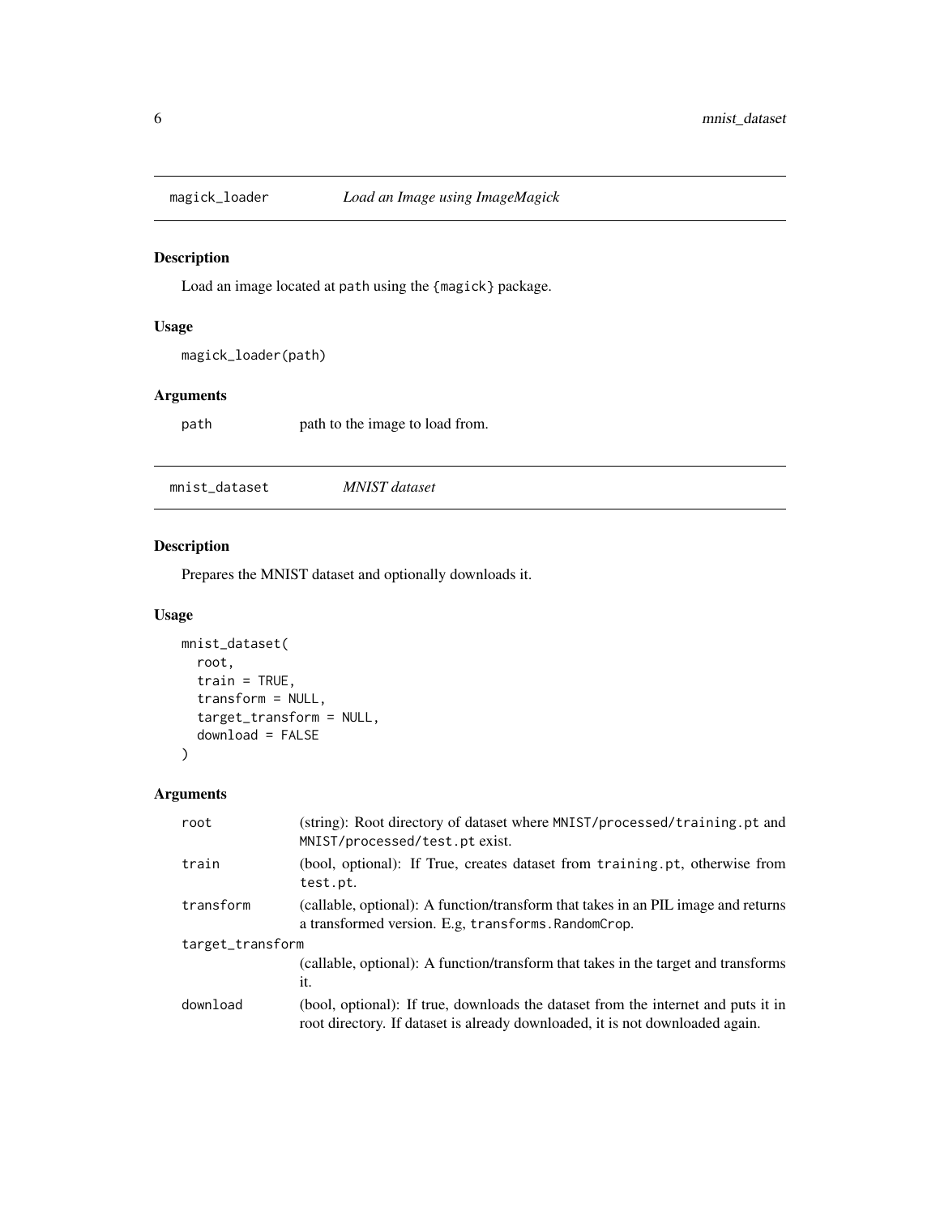## magick_loader *Load an Image using ImageMagick*

### Description

Load an image located at `path` using the `{magick}` package.

### Usage

```
magick_loader(path)
```

### Arguments

| | |
|---|---|
| `path` | path to the image to load from. |

## mnist_dataset *MNIST dataset*

### Description

Prepares the MNIST dataset and optionally downloads it.

### Usage

```
mnist_dataset(
  root,
  train = TRUE,
  transform = NULL,
  target_transform = NULL,
  download = FALSE
)
```

### Arguments

| | |
|---|---|
| `root` | (string): Root directory of dataset where `MNIST/processed/training.pt` and `MNIST/processed/test.pt` exist. |
| `train` | (bool, optional): If True, creates dataset from `training.pt`, otherwise from `test.pt`. |
| `transform` | (callable, optional): A function/transform that takes in an PIL image and returns a transformed version. E.g, `transforms.RandomCrop`. |
| `target_transform` | (callable, optional): A function/transform that takes in the target and transforms it. |
| `download` | (bool, optional): If true, downloads the dataset from the internet and puts it in root directory. If dataset is already downloaded, it is not downloaded again. |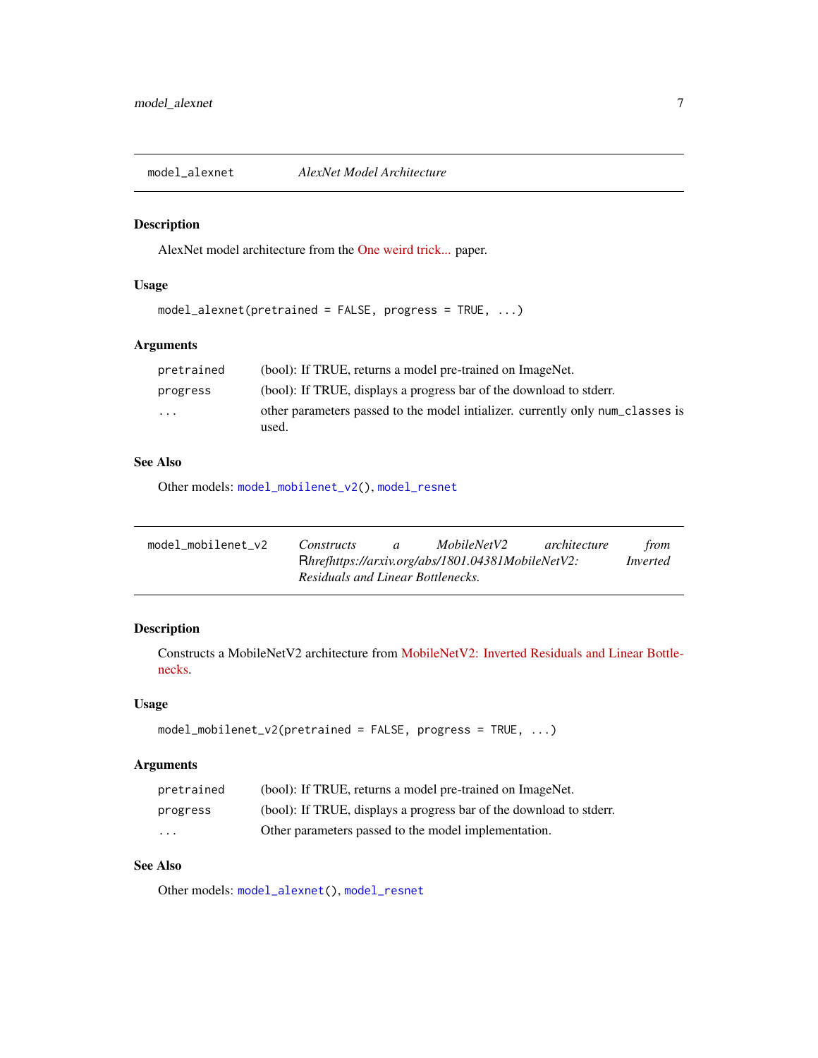## model_alexnet — *AlexNet Model Architecture*

### Description

AlexNet model architecture from the One weird trick... paper.

### Usage

```
model_alexnet(pretrained = FALSE, progress = TRUE, ...)
```

### Arguments

| | |
|---|---|
| pretrained | (bool): If TRUE, returns a model pre-trained on ImageNet. |
| progress | (bool): If TRUE, displays a progress bar of the download to stderr. |
| ... | other parameters passed to the model intializer. currently only num_classes is used. |

### See Also

Other models: model_mobilenet_v2(), model_resnet

## model_mobilenet_v2 — *Constructs a MobileNetV2 architecture from Rhrefhttps://arxiv.org/abs/1801.04381MobileNetV2: Inverted Residuals and Linear Bottlenecks.*

### Description

Constructs a MobileNetV2 architecture from MobileNetV2: Inverted Residuals and Linear Bottlenecks.

### Usage

```
model_mobilenet_v2(pretrained = FALSE, progress = TRUE, ...)
```

### Arguments

| | |
|---|---|
| pretrained | (bool): If TRUE, returns a model pre-trained on ImageNet. |
| progress | (bool): If TRUE, displays a progress bar of the download to stderr. |
| ... | Other parameters passed to the model implementation. |

### See Also

Other models: model_alexnet(), model_resnet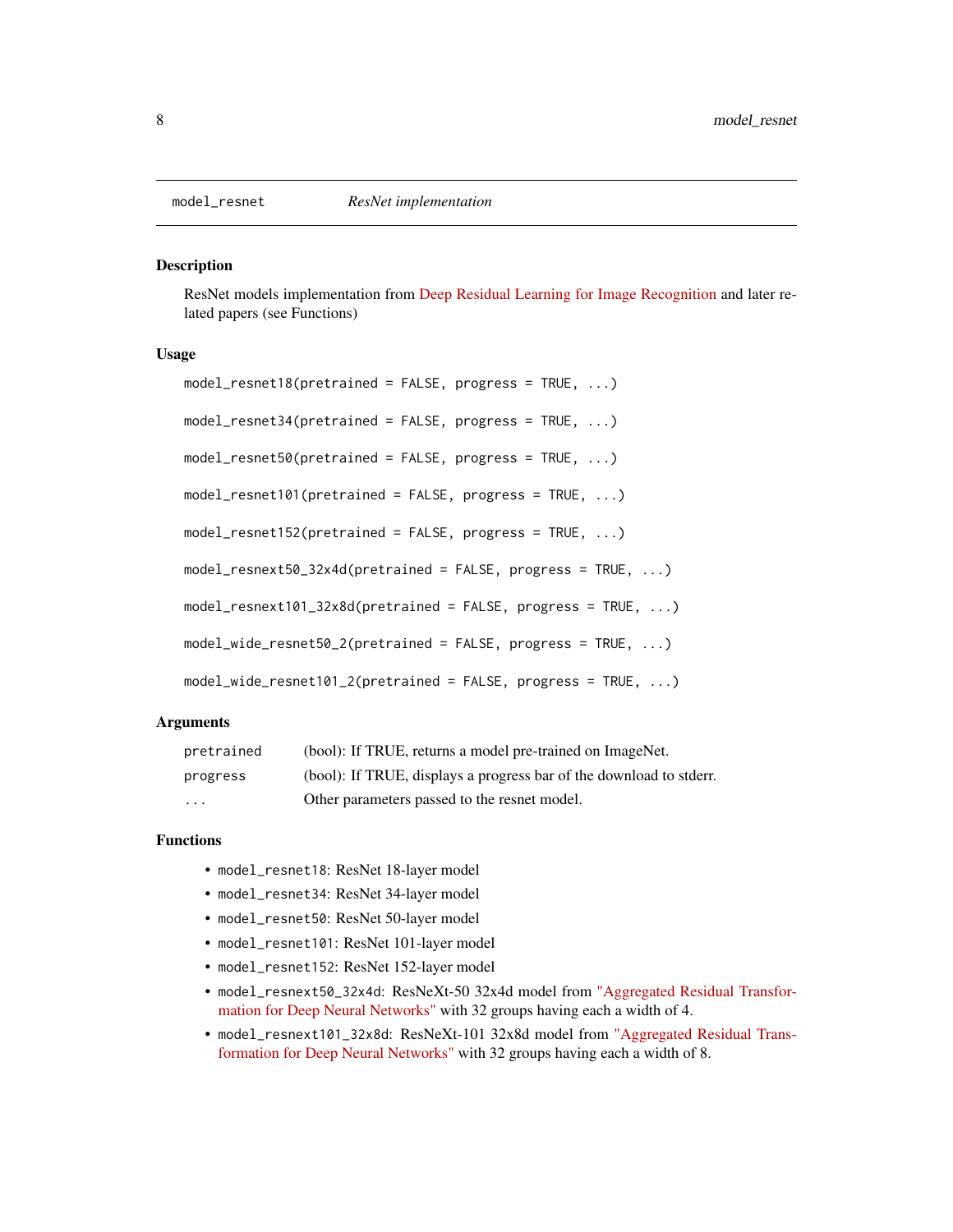## model_resnet — *ResNet implementation*

### Description

ResNet models implementation from Deep Residual Learning for Image Recognition and later related papers (see Functions)

### Usage

```
model_resnet18(pretrained = FALSE, progress = TRUE, ...)

model_resnet34(pretrained = FALSE, progress = TRUE, ...)

model_resnet50(pretrained = FALSE, progress = TRUE, ...)

model_resnet101(pretrained = FALSE, progress = TRUE, ...)

model_resnet152(pretrained = FALSE, progress = TRUE, ...)

model_resnext50_32x4d(pretrained = FALSE, progress = TRUE, ...)

model_resnext101_32x8d(pretrained = FALSE, progress = TRUE, ...)

model_wide_resnet50_2(pretrained = FALSE, progress = TRUE, ...)

model_wide_resnet101_2(pretrained = FALSE, progress = TRUE, ...)
```

### Arguments

| | |
|---|---|
| `pretrained` | (bool): If TRUE, returns a model pre-trained on ImageNet. |
| `progress` | (bool): If TRUE, displays a progress bar of the download to stderr. |
| `...` | Other parameters passed to the resnet model. |

### Functions

- `model_resnet18`: ResNet 18-layer model
- `model_resnet34`: ResNet 34-layer model
- `model_resnet50`: ResNet 50-layer model
- `model_resnet101`: ResNet 101-layer model
- `model_resnet152`: ResNet 152-layer model
- `model_resnext50_32x4d`: ResNeXt-50 32x4d model from "Aggregated Residual Transformation for Deep Neural Networks" with 32 groups having each a width of 4.
- `model_resnext101_32x8d`: ResNeXt-101 32x8d model from "Aggregated Residual Transformation for Deep Neural Networks" with 32 groups having each a width of 8.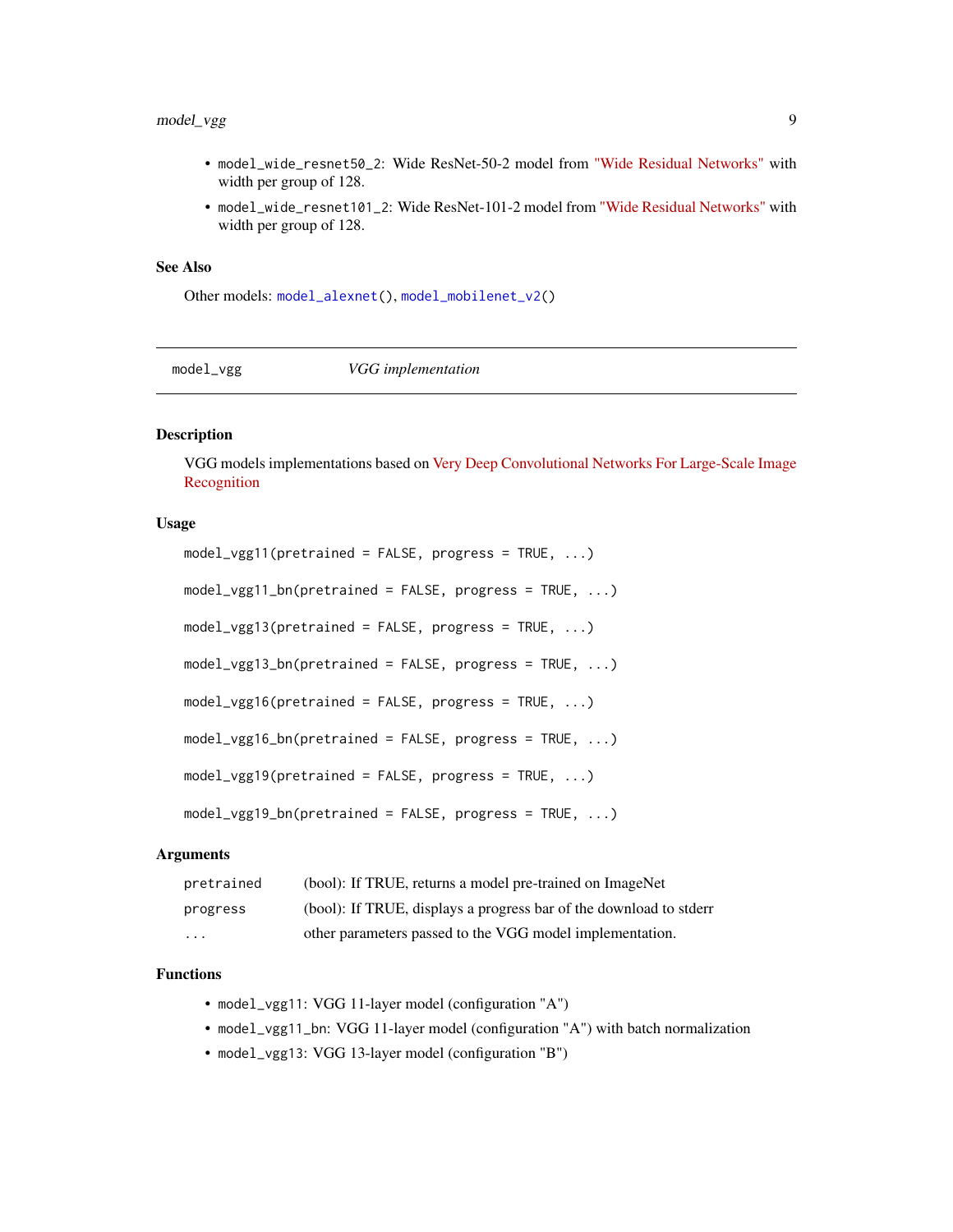- `model_wide_resnet50_2`: Wide ResNet-50-2 model from "Wide Residual Networks" with width per group of 128.
- `model_wide_resnet101_2`: Wide ResNet-101-2 model from "Wide Residual Networks" with width per group of 128.

### See Also

Other models: `model_alexnet()`, `model_mobilenet_v2()`

---

## model_vgg — *VGG implementation*

### Description

VGG models implementations based on Very Deep Convolutional Networks For Large-Scale Image Recognition

### Usage

```
model_vgg11(pretrained = FALSE, progress = TRUE, ...)

model_vgg11_bn(pretrained = FALSE, progress = TRUE, ...)

model_vgg13(pretrained = FALSE, progress = TRUE, ...)

model_vgg13_bn(pretrained = FALSE, progress = TRUE, ...)

model_vgg16(pretrained = FALSE, progress = TRUE, ...)

model_vgg16_bn(pretrained = FALSE, progress = TRUE, ...)

model_vgg19(pretrained = FALSE, progress = TRUE, ...)

model_vgg19_bn(pretrained = FALSE, progress = TRUE, ...)
```

### Arguments

| | |
|---|---|
| `pretrained` | (bool): If TRUE, returns a model pre-trained on ImageNet |
| `progress` | (bool): If TRUE, displays a progress bar of the download to stderr |
| `...` | other parameters passed to the VGG model implementation. |

### Functions

- `model_vgg11`: VGG 11-layer model (configuration "A")
- `model_vgg11_bn`: VGG 11-layer model (configuration "A") with batch normalization
- `model_vgg13`: VGG 13-layer model (configuration "B")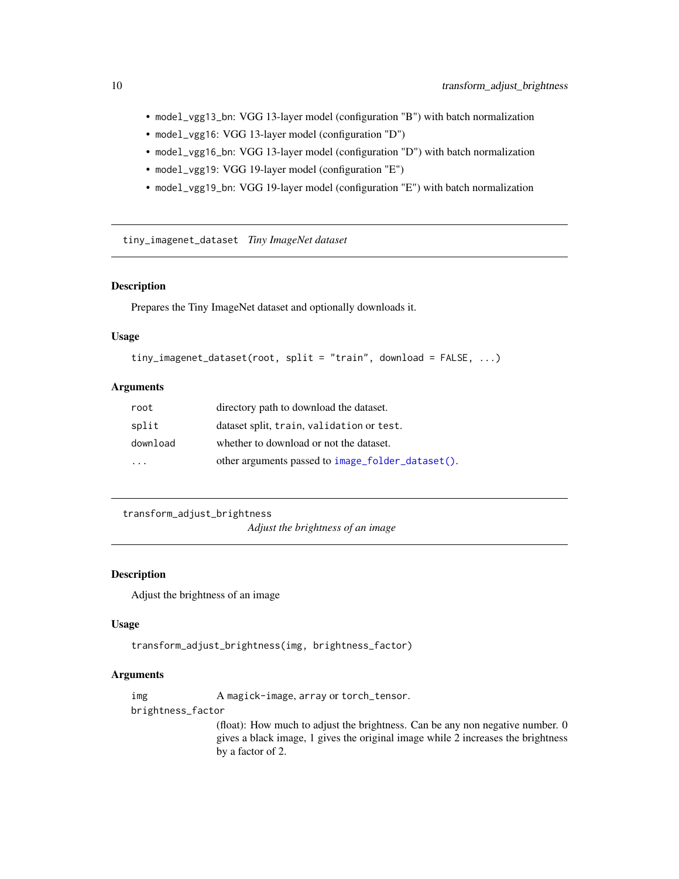- `model_vgg13_bn`: VGG 13-layer model (configuration "B") with batch normalization
- `model_vgg16`: VGG 13-layer model (configuration "D")
- `model_vgg16_bn`: VGG 13-layer model (configuration "D") with batch normalization
- `model_vgg19`: VGG 19-layer model (configuration "E")
- `model_vgg19_bn`: VGG 19-layer model (configuration "E") with batch normalization

## tiny_imagenet_dataset *Tiny ImageNet dataset*

### Description

Prepares the Tiny ImageNet dataset and optionally downloads it.

### Usage

```
tiny_imagenet_dataset(root, split = "train", download = FALSE, ...)
```

### Arguments

| | |
|---|---|
| `root` | directory path to download the dataset. |
| `split` | dataset split, `train`, `validation` or `test`. |
| `download` | whether to download or not the dataset. |
| `...` | other arguments passed to `image_folder_dataset()`. |

## transform_adjust_brightness *Adjust the brightness of an image*

### Description

Adjust the brightness of an image

### Usage

```
transform_adjust_brightness(img, brightness_factor)
```

### Arguments

| | |
|---|---|
| `img` | A `magick-image`, `array` or `torch_tensor`. |
| `brightness_factor` | (float): How much to adjust the brightness. Can be any non negative number. 0 gives a black image, 1 gives the original image while 2 increases the brightness by a factor of 2. |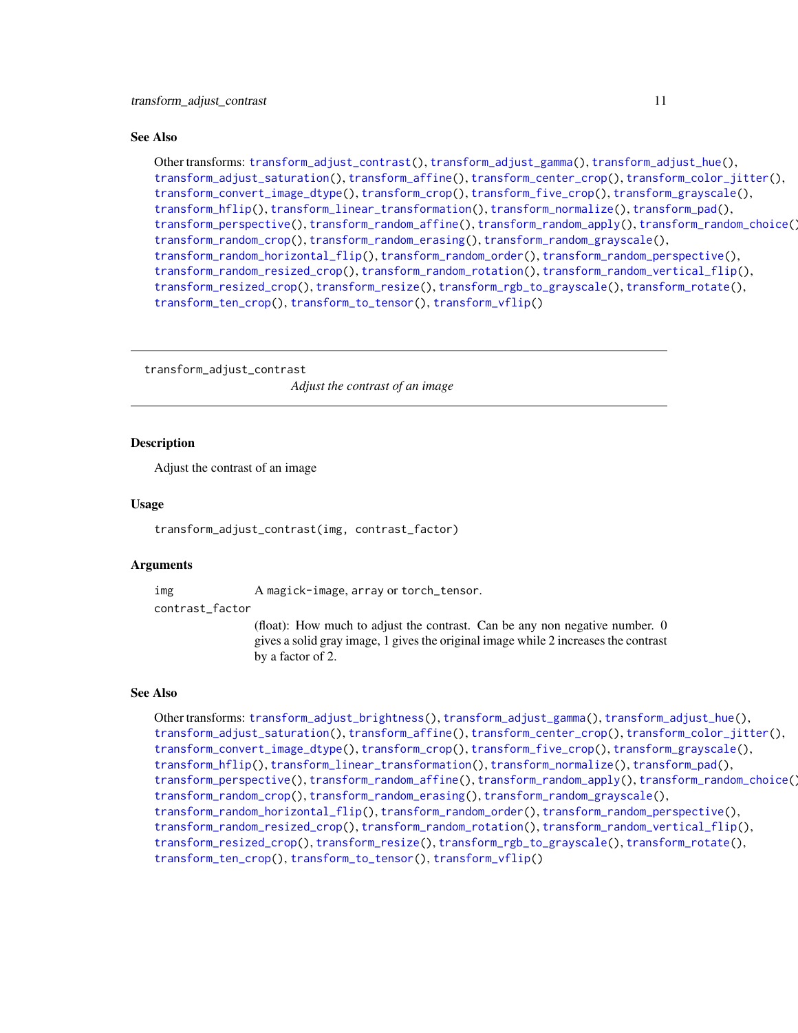## See Also

Other transforms: `transform_adjust_contrast()`, `transform_adjust_gamma()`, `transform_adjust_hue()`, `transform_adjust_saturation()`, `transform_affine()`, `transform_center_crop()`, `transform_color_jitter()`, `transform_convert_image_dtype()`, `transform_crop()`, `transform_five_crop()`, `transform_grayscale()`, `transform_hflip()`, `transform_linear_transformation()`, `transform_normalize()`, `transform_pad()`, `transform_perspective()`, `transform_random_affine()`, `transform_random_apply()`, `transform_random_choice()`, `transform_random_crop()`, `transform_random_erasing()`, `transform_random_grayscale()`, `transform_random_horizontal_flip()`, `transform_random_order()`, `transform_random_perspective()`, `transform_random_resized_crop()`, `transform_random_rotation()`, `transform_random_vertical_flip()`, `transform_resized_crop()`, `transform_resize()`, `transform_rgb_to_grayscale()`, `transform_rotate()`, `transform_ten_crop()`, `transform_to_tensor()`, `transform_vflip()`

---

# transform_adjust_contrast

*Adjust the contrast of an image*

---

## Description

Adjust the contrast of an image

## Usage

```
transform_adjust_contrast(img, contrast_factor)
```

## Arguments

| | |
|---|---|
| `img` | A `magick-image`, `array` or `torch_tensor`. |
| `contrast_factor` | (float): How much to adjust the contrast. Can be any non negative number. 0 gives a solid gray image, 1 gives the original image while 2 increases the contrast by a factor of 2. |

## See Also

Other transforms: `transform_adjust_brightness()`, `transform_adjust_gamma()`, `transform_adjust_hue()`, `transform_adjust_saturation()`, `transform_affine()`, `transform_center_crop()`, `transform_color_jitter()`, `transform_convert_image_dtype()`, `transform_crop()`, `transform_five_crop()`, `transform_grayscale()`, `transform_hflip()`, `transform_linear_transformation()`, `transform_normalize()`, `transform_pad()`, `transform_perspective()`, `transform_random_affine()`, `transform_random_apply()`, `transform_random_choice()`, `transform_random_crop()`, `transform_random_erasing()`, `transform_random_grayscale()`, `transform_random_horizontal_flip()`, `transform_random_order()`, `transform_random_perspective()`, `transform_random_resized_crop()`, `transform_random_rotation()`, `transform_random_vertical_flip()`, `transform_resized_crop()`, `transform_resize()`, `transform_rgb_to_grayscale()`, `transform_rotate()`, `transform_ten_crop()`, `transform_to_tensor()`, `transform_vflip()`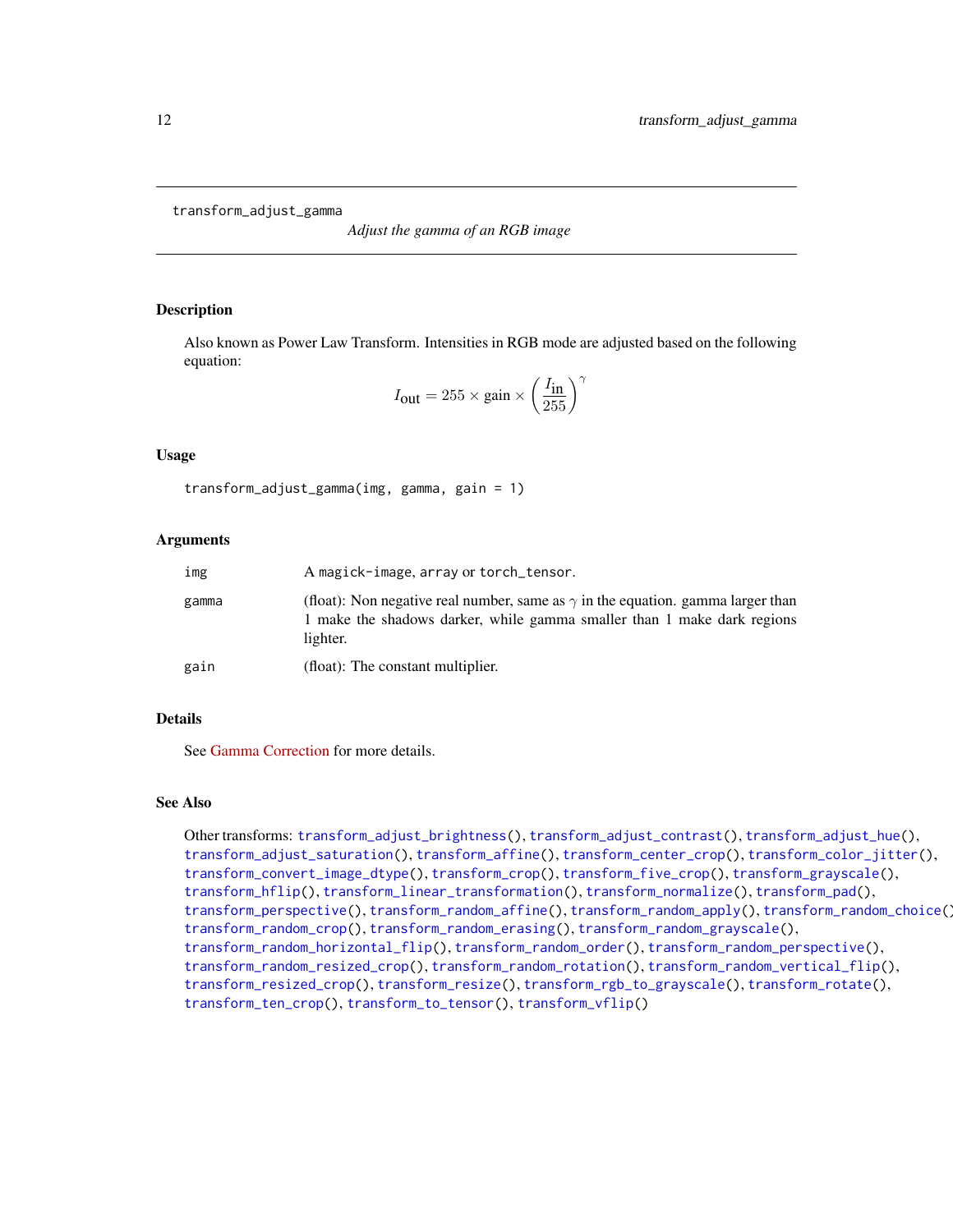transform_adjust_gamma

*Adjust the gamma of an RGB image*

## Description

Also known as Power Law Transform. Intensities in RGB mode are adjusted based on the following equation:

$$I_{\text{out}} = 255 \times \text{gain} \times \left(\frac{I_{\text{in}}}{255}\right)^{\gamma}$$

## Usage

```
transform_adjust_gamma(img, gamma, gain = 1)
```

## Arguments

| | |
|---|---|
| img | A magick-image, array or torch_tensor. |
| gamma | (float): Non negative real number, same as $\gamma$ in the equation. gamma larger than 1 make the shadows darker, while gamma smaller than 1 make dark regions lighter. |
| gain | (float): The constant multiplier. |

## Details

See Gamma Correction for more details.

## See Also

Other transforms: transform_adjust_brightness(), transform_adjust_contrast(), transform_adjust_hue(), transform_adjust_saturation(), transform_affine(), transform_center_crop(), transform_color_jitter(), transform_convert_image_dtype(), transform_crop(), transform_five_crop(), transform_grayscale(), transform_hflip(), transform_linear_transformation(), transform_normalize(), transform_pad(), transform_perspective(), transform_random_affine(), transform_random_apply(), transform_random_choice(), transform_random_crop(), transform_random_erasing(), transform_random_grayscale(), transform_random_horizontal_flip(), transform_random_order(), transform_random_perspective(), transform_random_resized_crop(), transform_random_rotation(), transform_random_vertical_flip(), transform_resized_crop(), transform_resize(), transform_rgb_to_grayscale(), transform_rotate(), transform_ten_crop(), transform_to_tensor(), transform_vflip()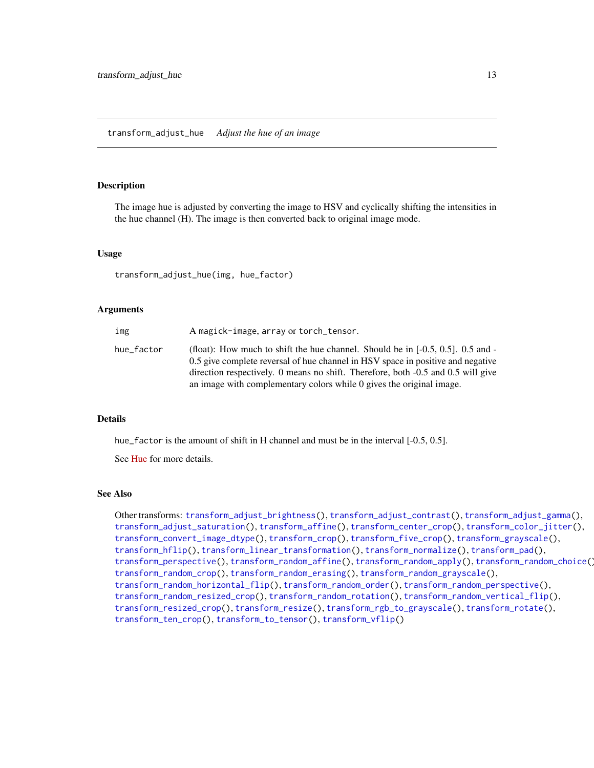## transform_adjust_hue *Adjust the hue of an image*

### Description

The image hue is adjusted by converting the image to HSV and cyclically shifting the intensities in the hue channel (H). The image is then converted back to original image mode.

### Usage

```
transform_adjust_hue(img, hue_factor)
```

### Arguments

| | |
|---|---|
| img | A magick-image, array or torch_tensor. |
| hue_factor | (float): How much to shift the hue channel. Should be in [-0.5, 0.5]. 0.5 and -0.5 give complete reversal of hue channel in HSV space in positive and negative direction respectively. 0 means no shift. Therefore, both -0.5 and 0.5 will give an image with complementary colors while 0 gives the original image. |

### Details

hue_factor is the amount of shift in H channel and must be in the interval [-0.5, 0.5].

See Hue for more details.

### See Also

Other transforms: transform_adjust_brightness(), transform_adjust_contrast(), transform_adjust_gamma(), transform_adjust_saturation(), transform_affine(), transform_center_crop(), transform_color_jitter(), transform_convert_image_dtype(), transform_crop(), transform_five_crop(), transform_grayscale(), transform_hflip(), transform_linear_transformation(), transform_normalize(), transform_pad(), transform_perspective(), transform_random_affine(), transform_random_apply(), transform_random_choice(), transform_random_crop(), transform_random_erasing(), transform_random_grayscale(), transform_random_horizontal_flip(), transform_random_order(), transform_random_perspective(), transform_random_resized_crop(), transform_random_rotation(), transform_random_vertical_flip(), transform_resized_crop(), transform_resize(), transform_rgb_to_grayscale(), transform_rotate(), transform_ten_crop(), transform_to_tensor(), transform_vflip()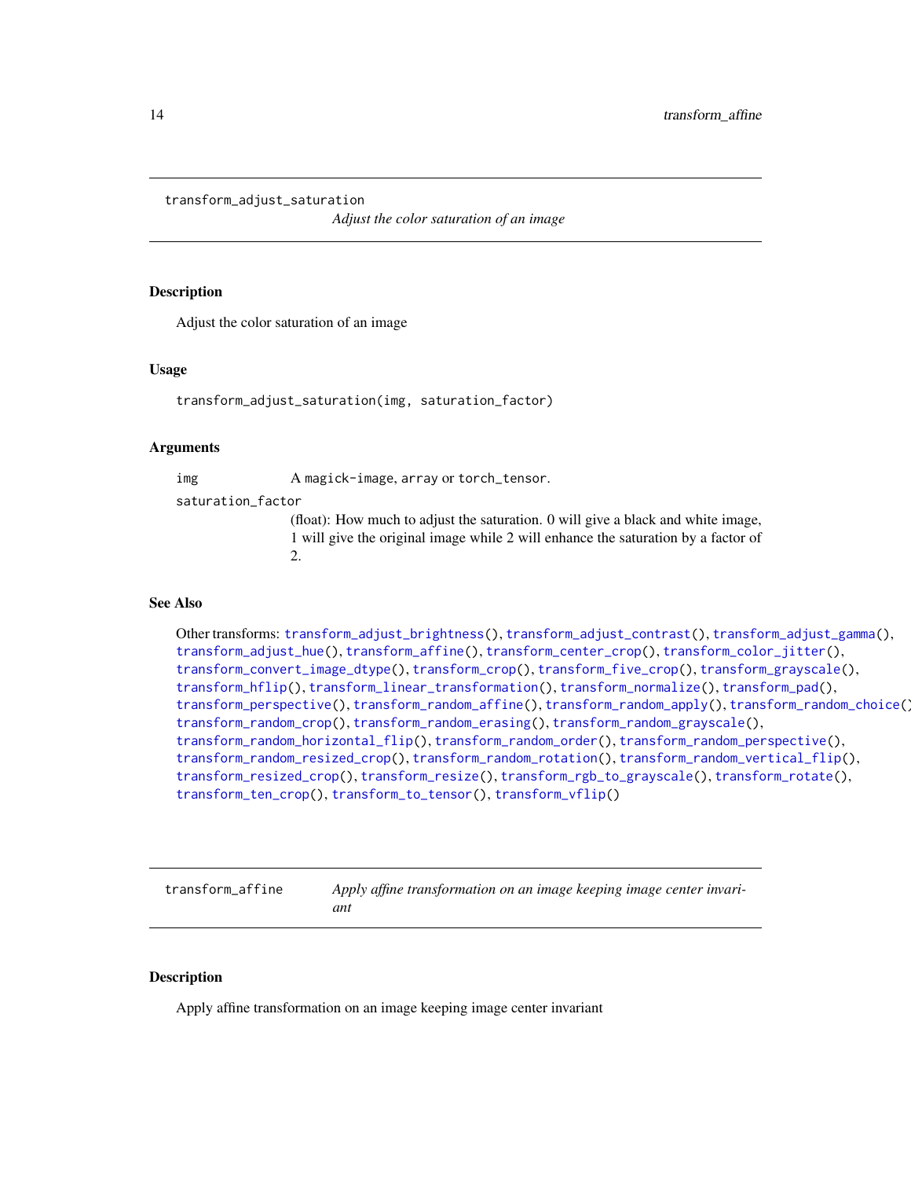## transform_adjust_saturation

*Adjust the color saturation of an image*

### Description

Adjust the color saturation of an image

### Usage

```
transform_adjust_saturation(img, saturation_factor)
```

### Arguments

| | |
|---|---|
| img | A magick-image, array or torch_tensor. |
| saturation_factor | (float): How much to adjust the saturation. 0 will give a black and white image, 1 will give the original image while 2 will enhance the saturation by a factor of 2. |

### See Also

Other transforms: transform_adjust_brightness(), transform_adjust_contrast(), transform_adjust_gamma(), transform_adjust_hue(), transform_affine(), transform_center_crop(), transform_color_jitter(), transform_convert_image_dtype(), transform_crop(), transform_five_crop(), transform_grayscale(), transform_hflip(), transform_linear_transformation(), transform_normalize(), transform_pad(), transform_perspective(), transform_random_affine(), transform_random_apply(), transform_random_choice(), transform_random_crop(), transform_random_erasing(), transform_random_grayscale(), transform_random_horizontal_flip(), transform_random_order(), transform_random_perspective(), transform_random_resized_crop(), transform_random_rotation(), transform_random_vertical_flip(), transform_resized_crop(), transform_resize(), transform_rgb_to_grayscale(), transform_rotate(), transform_ten_crop(), transform_to_tensor(), transform_vflip()

## transform_affine

*Apply affine transformation on an image keeping image center invariant*

### Description

Apply affine transformation on an image keeping image center invariant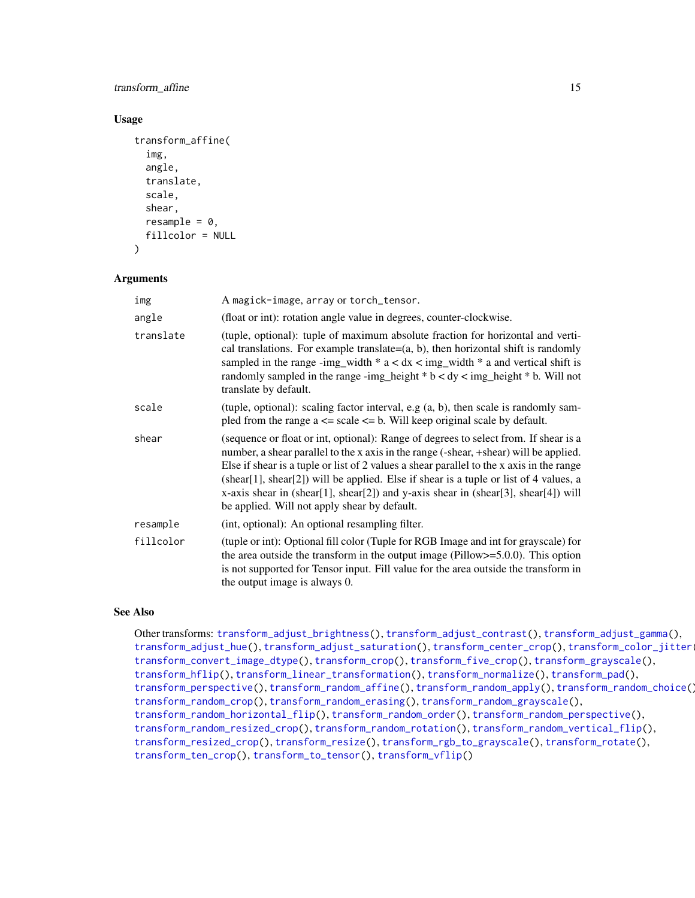### Usage

```
transform_affine(
  img,
  angle,
  translate,
  scale,
  shear,
  resample = 0,
  fillcolor = NULL
)
```

### Arguments

| | |
|---|---|
| img | A magick-image, array or torch_tensor. |
| angle | (float or int): rotation angle value in degrees, counter-clockwise. |
| translate | (tuple, optional): tuple of maximum absolute fraction for horizontal and vertical translations. For example translate=(a, b), then horizontal shift is randomly sampled in the range -img_width * a < dx < img_width * a and vertical shift is randomly sampled in the range -img_height * b < dy < img_height * b. Will not translate by default. |
| scale | (tuple, optional): scaling factor interval, e.g (a, b), then scale is randomly sampled from the range a <= scale <= b. Will keep original scale by default. |
| shear | (sequence or float or int, optional): Range of degrees to select from. If shear is a number, a shear parallel to the x axis in the range (-shear, +shear) will be applied. Else if shear is a tuple or list of 2 values a shear parallel to the x axis in the range (shear[1], shear[2]) will be applied. Else if shear is a tuple or list of 4 values, a x-axis shear in (shear[1], shear[2]) and y-axis shear in (shear[3], shear[4]) will be applied. Will not apply shear by default. |
| resample | (int, optional): An optional resampling filter. |
| fillcolor | (tuple or int): Optional fill color (Tuple for RGB Image and int for grayscale) for the area outside the transform in the output image (Pillow>=5.0.0). This option is not supported for Tensor input. Fill value for the area outside the transform in the output image is always 0. |

### See Also

Other transforms: transform_adjust_brightness(), transform_adjust_contrast(), transform_adjust_gamma(), transform_adjust_hue(), transform_adjust_saturation(), transform_center_crop(), transform_color_jitter(), transform_convert_image_dtype(), transform_crop(), transform_five_crop(), transform_grayscale(), transform_hflip(), transform_linear_transformation(), transform_normalize(), transform_pad(), transform_perspective(), transform_random_affine(), transform_random_apply(), transform_random_choice(), transform_random_crop(), transform_random_erasing(), transform_random_grayscale(), transform_random_horizontal_flip(), transform_random_order(), transform_random_perspective(), transform_random_resized_crop(), transform_random_rotation(), transform_random_vertical_flip(), transform_resized_crop(), transform_resize(), transform_rgb_to_grayscale(), transform_rotate(), transform_ten_crop(), transform_to_tensor(), transform_vflip()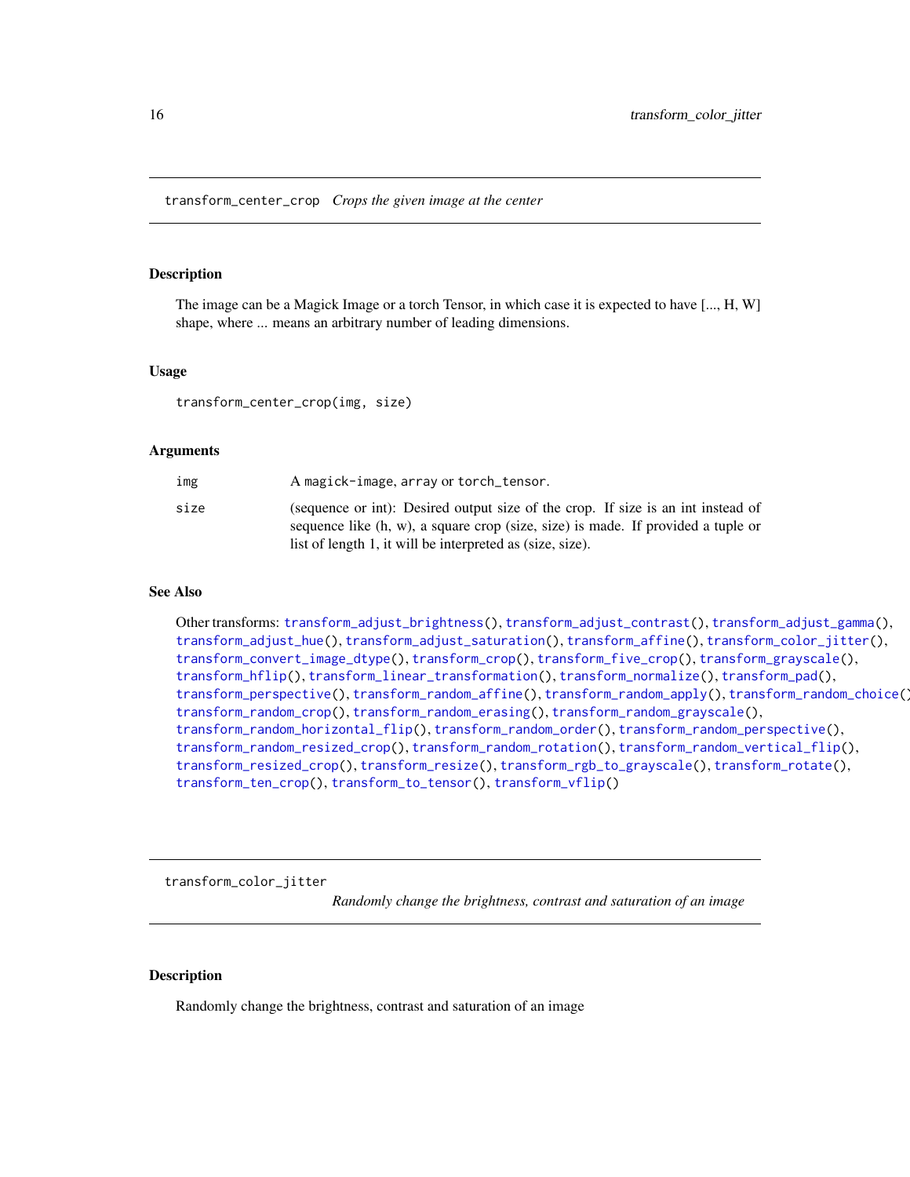## transform_center_crop *Crops the given image at the center*

### Description

The image can be a Magick Image or a torch Tensor, in which case it is expected to have [..., H, W] shape, where ... means an arbitrary number of leading dimensions.

### Usage

```
transform_center_crop(img, size)
```

### Arguments

| | |
|---|---|
| `img` | A `magick-image`, `array` or `torch_tensor`. |
| `size` | (sequence or int): Desired output size of the crop. If size is an int instead of sequence like (h, w), a square crop (size, size) is made. If provided a tuple or list of length 1, it will be interpreted as (size, size). |

### See Also

Other transforms: `transform_adjust_brightness()`, `transform_adjust_contrast()`, `transform_adjust_gamma()`, `transform_adjust_hue()`, `transform_adjust_saturation()`, `transform_affine()`, `transform_color_jitter()`, `transform_convert_image_dtype()`, `transform_crop()`, `transform_five_crop()`, `transform_grayscale()`, `transform_hflip()`, `transform_linear_transformation()`, `transform_normalize()`, `transform_pad()`, `transform_perspective()`, `transform_random_affine()`, `transform_random_apply()`, `transform_random_choice()`, `transform_random_crop()`, `transform_random_erasing()`, `transform_random_grayscale()`, `transform_random_horizontal_flip()`, `transform_random_order()`, `transform_random_perspective()`, `transform_random_resized_crop()`, `transform_random_rotation()`, `transform_random_vertical_flip()`, `transform_resized_crop()`, `transform_resize()`, `transform_rgb_to_grayscale()`, `transform_rotate()`, `transform_ten_crop()`, `transform_to_tensor()`, `transform_vflip()`

## transform_color_jitter *Randomly change the brightness, contrast and saturation of an image*

### Description

Randomly change the brightness, contrast and saturation of an image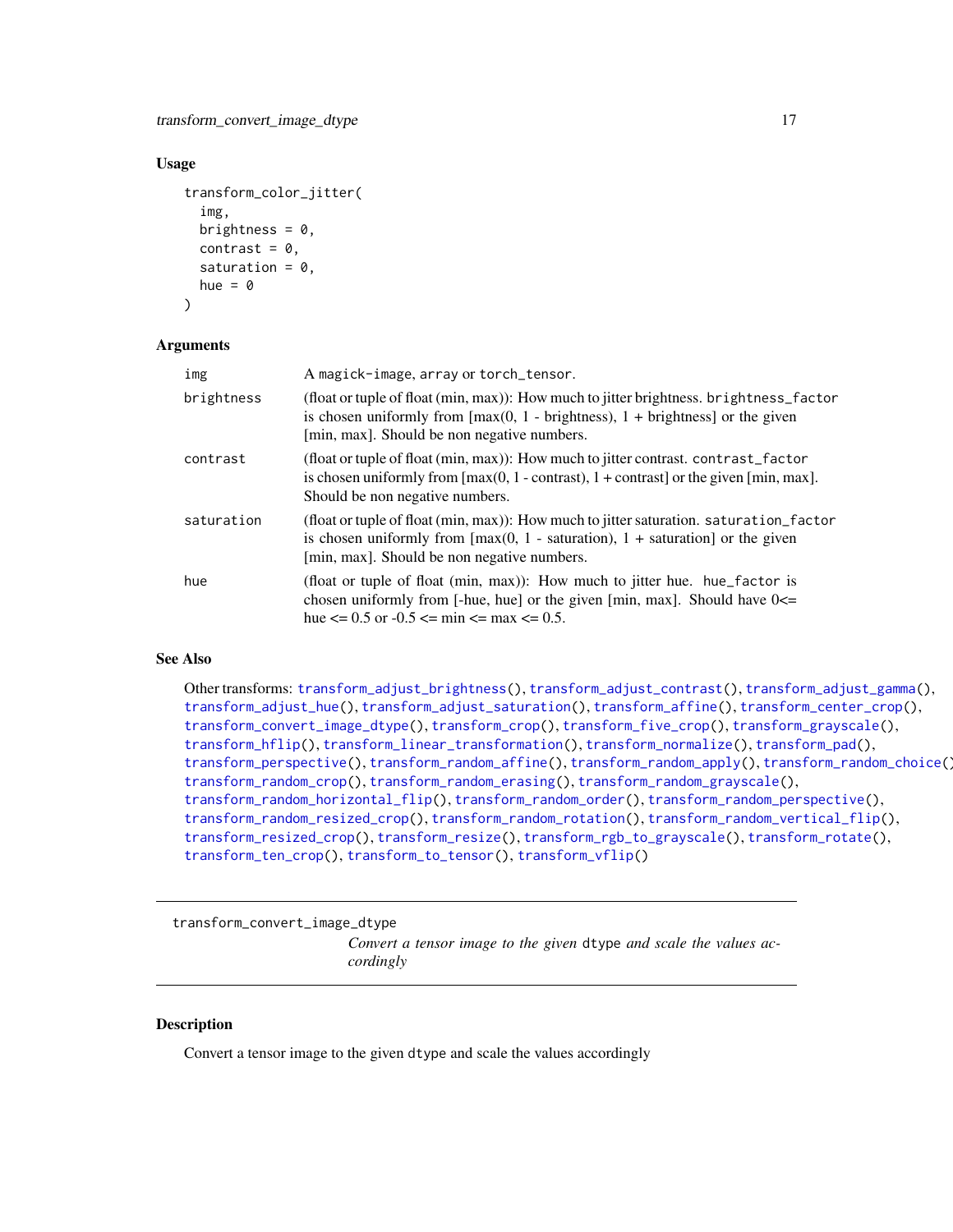## Usage

```
transform_color_jitter(
  img,
  brightness = 0,
  contrast = 0,
  saturation = 0,
  hue = 0
)
```

## Arguments

| | |
|---|---|
| img | A magick-image, array or torch_tensor. |
| brightness | (float or tuple of float (min, max)): How much to jitter brightness. brightness_factor is chosen uniformly from [max(0, 1 - brightness), 1 + brightness] or the given [min, max]. Should be non negative numbers. |
| contrast | (float or tuple of float (min, max)): How much to jitter contrast. contrast_factor is chosen uniformly from [max(0, 1 - contrast), 1 + contrast] or the given [min, max]. Should be non negative numbers. |
| saturation | (float or tuple of float (min, max)): How much to jitter saturation. saturation_factor is chosen uniformly from [max(0, 1 - saturation), 1 + saturation] or the given [min, max]. Should be non negative numbers. |
| hue | (float or tuple of float (min, max)): How much to jitter hue. hue_factor is chosen uniformly from [-hue, hue] or the given [min, max]. Should have 0<= hue <= 0.5 or -0.5 <= min <= max <= 0.5. |

## See Also

Other transforms: transform_adjust_brightness(), transform_adjust_contrast(), transform_adjust_gamma(), transform_adjust_hue(), transform_adjust_saturation(), transform_affine(), transform_center_crop(), transform_convert_image_dtype(), transform_crop(), transform_five_crop(), transform_grayscale(), transform_hflip(), transform_linear_transformation(), transform_normalize(), transform_pad(), transform_perspective(), transform_random_affine(), transform_random_apply(), transform_random_choice(), transform_random_crop(), transform_random_erasing(), transform_random_grayscale(), transform_random_horizontal_flip(), transform_random_order(), transform_random_perspective(), transform_random_resized_crop(), transform_random_rotation(), transform_random_vertical_flip(), transform_resized_crop(), transform_resize(), transform_rgb_to_grayscale(), transform_rotate(), transform_ten_crop(), transform_to_tensor(), transform_vflip()

---

# transform_convert_image_dtype

*Convert a tensor image to the given* dtype *and scale the values accordingly*

---

## Description

Convert a tensor image to the given dtype and scale the values accordingly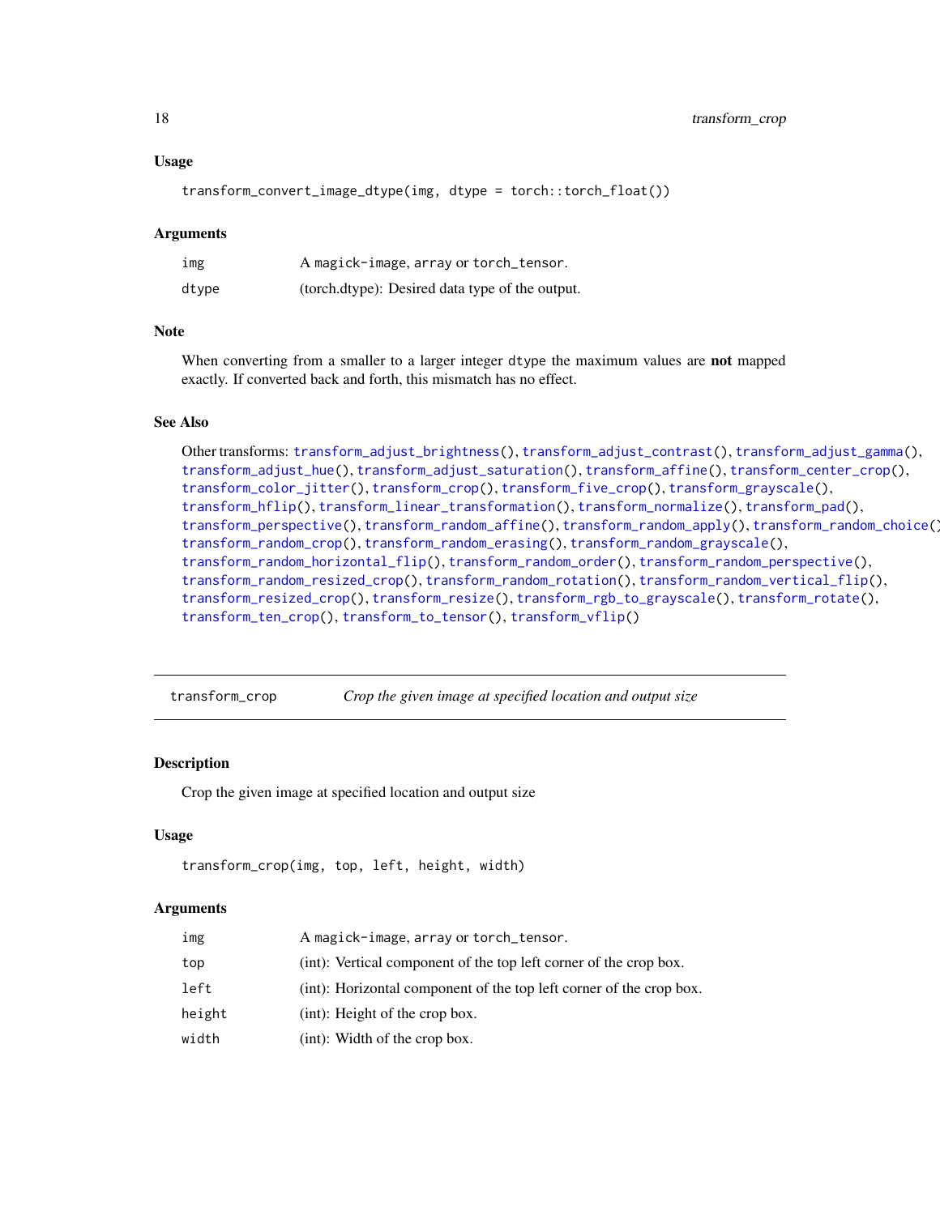### Usage

```
transform_convert_image_dtype(img, dtype = torch::torch_float())
```

### Arguments

| | |
|---|---|
| img | A magick-image, array or torch_tensor. |
| dtype | (torch.dtype): Desired data type of the output. |

### Note

When converting from a smaller to a larger integer dtype the maximum values are **not** mapped exactly. If converted back and forth, this mismatch has no effect.

### See Also

Other transforms: transform_adjust_brightness(), transform_adjust_contrast(), transform_adjust_gamma(), transform_adjust_hue(), transform_adjust_saturation(), transform_affine(), transform_center_crop(), transform_color_jitter(), transform_crop(), transform_five_crop(), transform_grayscale(), transform_hflip(), transform_linear_transformation(), transform_normalize(), transform_pad(), transform_perspective(), transform_random_affine(), transform_random_apply(), transform_random_choice(), transform_random_crop(), transform_random_erasing(), transform_random_grayscale(), transform_random_horizontal_flip(), transform_random_order(), transform_random_perspective(), transform_random_resized_crop(), transform_random_rotation(), transform_random_vertical_flip(), transform_resized_crop(), transform_resize(), transform_rgb_to_grayscale(), transform_rotate(), transform_ten_crop(), transform_to_tensor(), transform_vflip()

---

## transform_crop — *Crop the given image at specified location and output size*

### Description

Crop the given image at specified location and output size

### Usage

```
transform_crop(img, top, left, height, width)
```

### Arguments

| | |
|---|---|
| img | A magick-image, array or torch_tensor. |
| top | (int): Vertical component of the top left corner of the crop box. |
| left | (int): Horizontal component of the top left corner of the crop box. |
| height | (int): Height of the crop box. |
| width | (int): Width of the crop box. |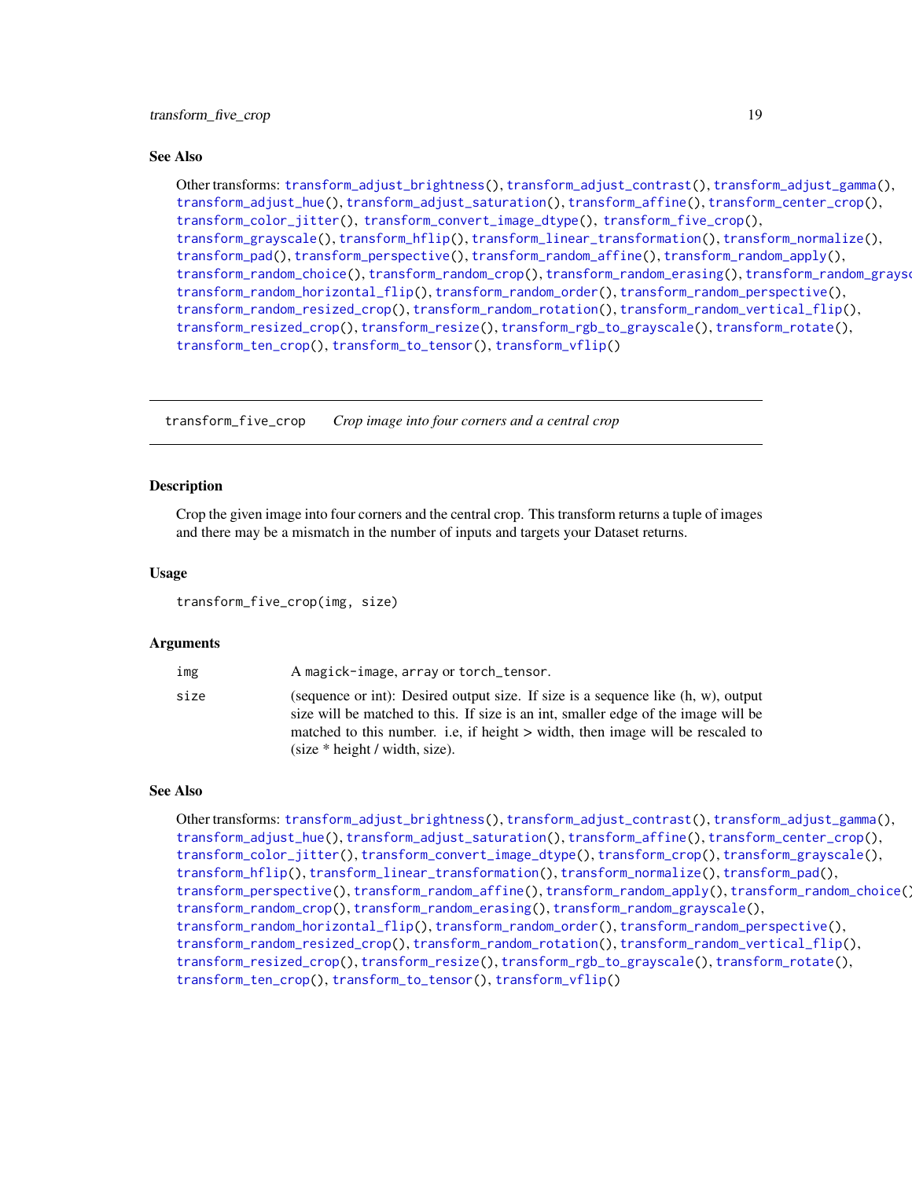## See Also

Other transforms: transform_adjust_brightness(), transform_adjust_contrast(), transform_adjust_gamma(), transform_adjust_hue(), transform_adjust_saturation(), transform_affine(), transform_center_crop(), transform_color_jitter(), transform_convert_image_dtype(), transform_five_crop(), transform_grayscale(), transform_hflip(), transform_linear_transformation(), transform_normalize(), transform_pad(), transform_perspective(), transform_random_affine(), transform_random_apply(), transform_random_choice(), transform_random_crop(), transform_random_erasing(), transform_random_grayscale(), transform_random_horizontal_flip(), transform_random_order(), transform_random_perspective(), transform_random_resized_crop(), transform_random_rotation(), transform_random_vertical_flip(), transform_resized_crop(), transform_resize(), transform_rgb_to_grayscale(), transform_rotate(), transform_ten_crop(), transform_to_tensor(), transform_vflip()

---

# transform_five_crop — *Crop image into four corners and a central crop*

## Description

Crop the given image into four corners and the central crop. This transform returns a tuple of images and there may be a mismatch in the number of inputs and targets your Dataset returns.

## Usage

```
transform_five_crop(img, size)
```

## Arguments

| | |
|---|---|
| img | A magick-image, array or torch_tensor. |
| size | (sequence or int): Desired output size. If size is a sequence like (h, w), output size will be matched to this. If size is an int, smaller edge of the image will be matched to this number. i.e, if height > width, then image will be rescaled to (size * height / width, size). |

## See Also

Other transforms: transform_adjust_brightness(), transform_adjust_contrast(), transform_adjust_gamma(), transform_adjust_hue(), transform_adjust_saturation(), transform_affine(), transform_center_crop(), transform_color_jitter(), transform_convert_image_dtype(), transform_crop(), transform_grayscale(), transform_hflip(), transform_linear_transformation(), transform_normalize(), transform_pad(), transform_perspective(), transform_random_affine(), transform_random_apply(), transform_random_choice(), transform_random_crop(), transform_random_erasing(), transform_random_grayscale(), transform_random_horizontal_flip(), transform_random_order(), transform_random_perspective(), transform_random_resized_crop(), transform_random_rotation(), transform_random_vertical_flip(), transform_resized_crop(), transform_resize(), transform_rgb_to_grayscale(), transform_rotate(), transform_ten_crop(), transform_to_tensor(), transform_vflip()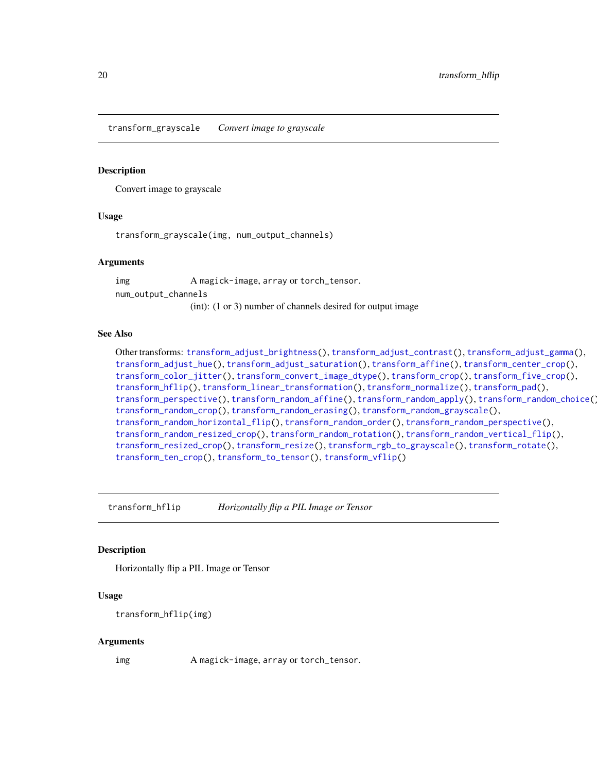## transform_grayscale *Convert image to grayscale*

### Description

Convert image to grayscale

### Usage

```
transform_grayscale(img, num_output_channels)
```

### Arguments

- `img` A magick-image, array or torch_tensor.
- `num_output_channels` (int): (1 or 3) number of channels desired for output image

### See Also

Other transforms: transform_adjust_brightness(), transform_adjust_contrast(), transform_adjust_gamma(), transform_adjust_hue(), transform_adjust_saturation(), transform_affine(), transform_center_crop(), transform_color_jitter(), transform_convert_image_dtype(), transform_crop(), transform_five_crop(), transform_hflip(), transform_linear_transformation(), transform_normalize(), transform_pad(), transform_perspective(), transform_random_affine(), transform_random_apply(), transform_random_choice(), transform_random_crop(), transform_random_erasing(), transform_random_grayscale(), transform_random_horizontal_flip(), transform_random_order(), transform_random_perspective(), transform_random_resized_crop(), transform_random_rotation(), transform_random_vertical_flip(), transform_resized_crop(), transform_resize(), transform_rgb_to_grayscale(), transform_rotate(), transform_ten_crop(), transform_to_tensor(), transform_vflip()

## transform_hflip *Horizontally flip a PIL Image or Tensor*

### Description

Horizontally flip a PIL Image or Tensor

### Usage

```
transform_hflip(img)
```

### Arguments

- `img` A magick-image, array or torch_tensor.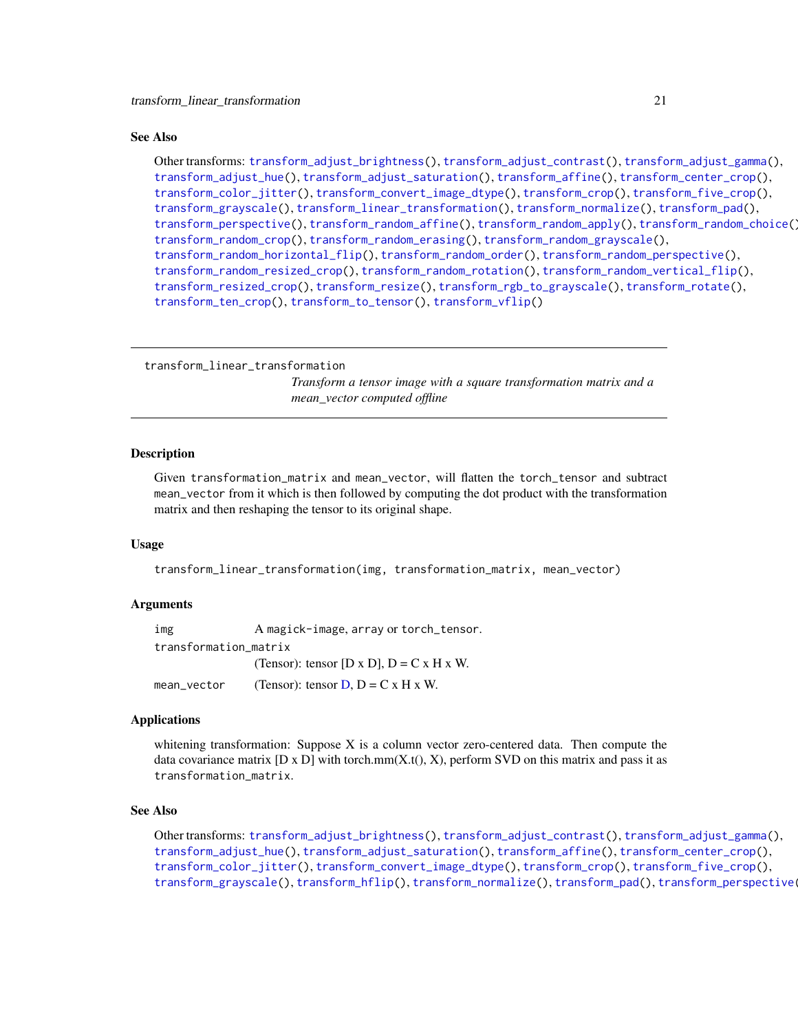## See Also

Other transforms: transform_adjust_brightness(), transform_adjust_contrast(), transform_adjust_gamma(), transform_adjust_hue(), transform_adjust_saturation(), transform_affine(), transform_center_crop(), transform_color_jitter(), transform_convert_image_dtype(), transform_crop(), transform_five_crop(), transform_grayscale(), transform_linear_transformation(), transform_normalize(), transform_pad(), transform_perspective(), transform_random_affine(), transform_random_apply(), transform_random_choice(), transform_random_crop(), transform_random_erasing(), transform_random_grayscale(), transform_random_horizontal_flip(), transform_random_order(), transform_random_perspective(), transform_random_resized_crop(), transform_random_rotation(), transform_random_vertical_flip(), transform_resized_crop(), transform_resize(), transform_rgb_to_grayscale(), transform_rotate(), transform_ten_crop(), transform_to_tensor(), transform_vflip()

---

# transform_linear_transformation

*Transform a tensor image with a square transformation matrix and a mean_vector computed offline*

---

## Description

Given transformation_matrix and mean_vector, will flatten the torch_tensor and subtract mean_vector from it which is then followed by computing the dot product with the transformation matrix and then reshaping the tensor to its original shape.

## Usage

```
transform_linear_transformation(img, transformation_matrix, mean_vector)
```

## Arguments

| | |
|---|---|
| img | A magick-image, array or torch_tensor. |
| transformation_matrix | (Tensor): tensor [D x D], D = C x H x W. |
| mean_vector | (Tensor): tensor D, D = C x H x W. |

## Applications

whitening transformation: Suppose X is a column vector zero-centered data. Then compute the data covariance matrix [D x D] with torch.mm(X.t(), X), perform SVD on this matrix and pass it as transformation_matrix.

## See Also

Other transforms: transform_adjust_brightness(), transform_adjust_contrast(), transform_adjust_gamma(), transform_adjust_hue(), transform_adjust_saturation(), transform_affine(), transform_center_crop(), transform_color_jitter(), transform_convert_image_dtype(), transform_crop(), transform_five_crop(), transform_grayscale(), transform_hflip(), transform_normalize(), transform_pad(), transform_perspective(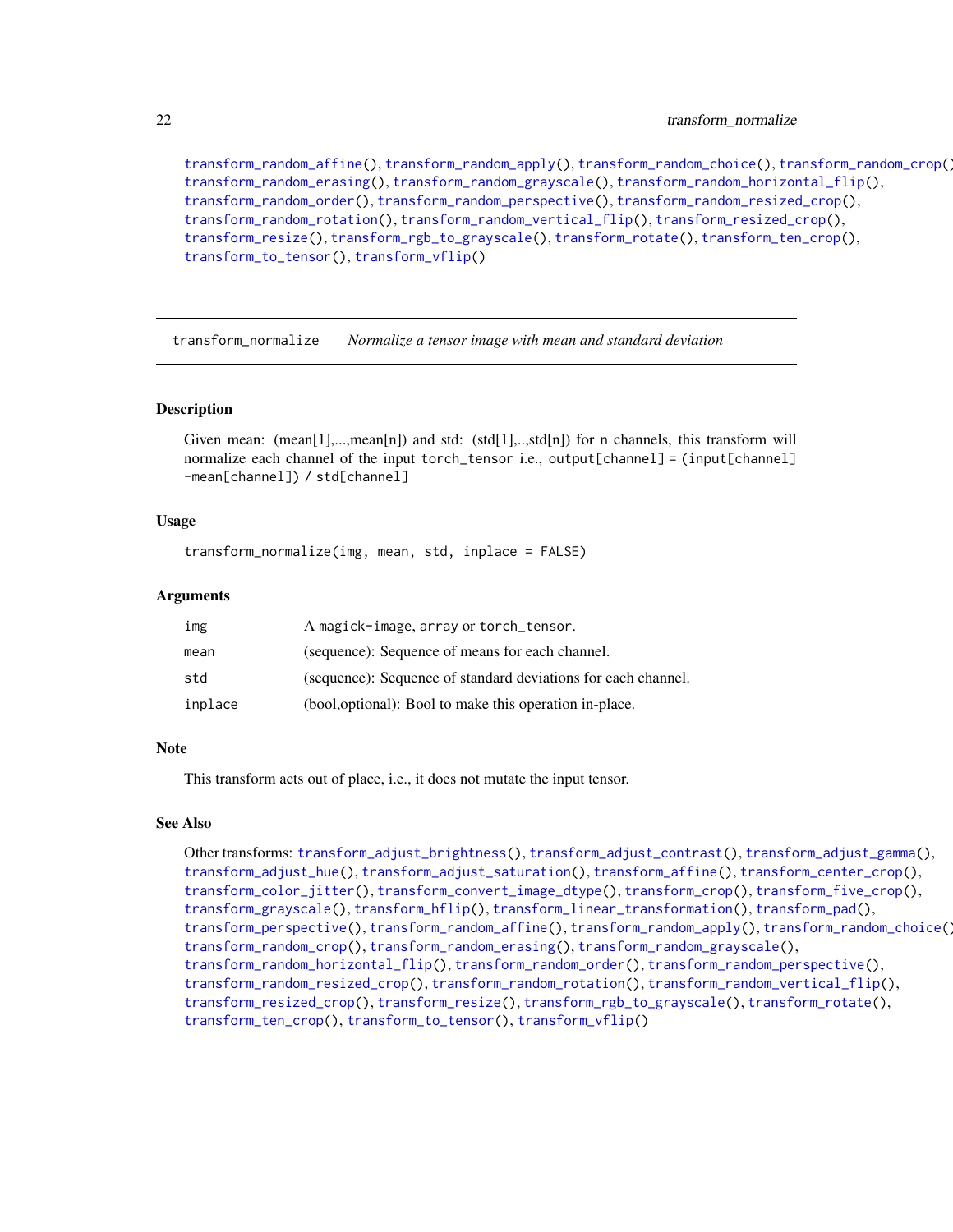transform_random_affine(), transform_random_apply(), transform_random_choice(), transform_random_crop(), transform_random_erasing(), transform_random_grayscale(), transform_random_horizontal_flip(), transform_random_order(), transform_random_perspective(), transform_random_resized_crop(), transform_random_rotation(), transform_random_vertical_flip(), transform_resized_crop(), transform_resize(), transform_rgb_to_grayscale(), transform_rotate(), transform_ten_crop(), transform_to_tensor(), transform_vflip()

---

## transform_normalize — *Normalize a tensor image with mean and standard deviation*

### Description

Given mean: (mean[1],...,mean[n]) and std: (std[1],..,std[n]) for n channels, this transform will normalize each channel of the input torch_tensor i.e., output[channel] = (input[channel] -mean[channel]) / std[channel]

### Usage

```
transform_normalize(img, mean, std, inplace = FALSE)
```

### Arguments

| | |
|---|---|
| img | A magick-image, array or torch_tensor. |
| mean | (sequence): Sequence of means for each channel. |
| std | (sequence): Sequence of standard deviations for each channel. |
| inplace | (bool,optional): Bool to make this operation in-place. |

### Note

This transform acts out of place, i.e., it does not mutate the input tensor.

### See Also

Other transforms: transform_adjust_brightness(), transform_adjust_contrast(), transform_adjust_gamma(), transform_adjust_hue(), transform_adjust_saturation(), transform_affine(), transform_center_crop(), transform_color_jitter(), transform_convert_image_dtype(), transform_crop(), transform_five_crop(), transform_grayscale(), transform_hflip(), transform_linear_transformation(), transform_pad(), transform_perspective(), transform_random_affine(), transform_random_apply(), transform_random_choice(), transform_random_crop(), transform_random_erasing(), transform_random_grayscale(), transform_random_horizontal_flip(), transform_random_order(), transform_random_perspective(), transform_random_resized_crop(), transform_random_rotation(), transform_random_vertical_flip(), transform_resized_crop(), transform_resize(), transform_rgb_to_grayscale(), transform_rotate(), transform_ten_crop(), transform_to_tensor(), transform_vflip()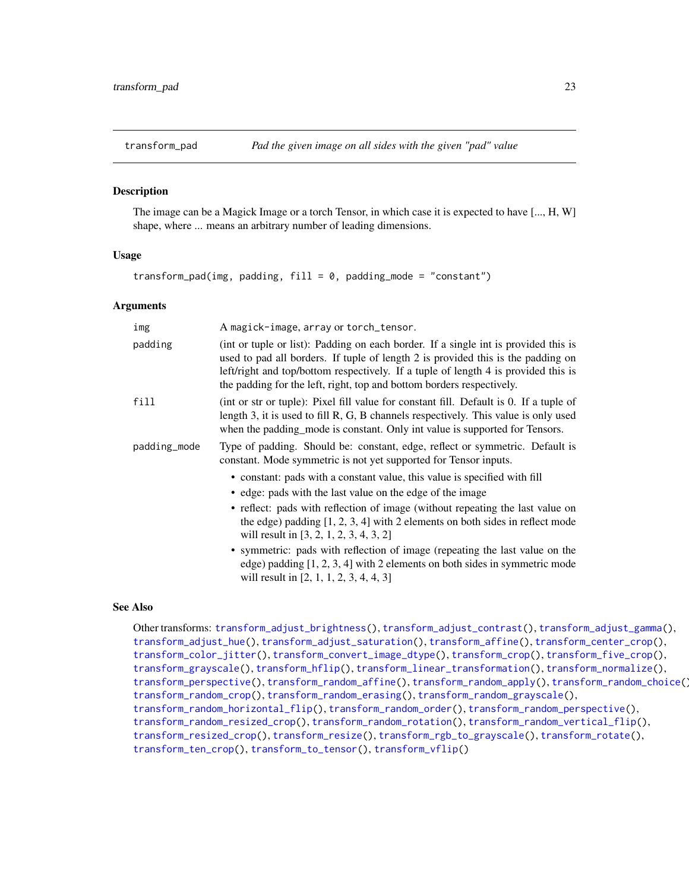# transform_pad — *Pad the given image on all sides with the given "pad" value*

## Description

The image can be a Magick Image or a torch Tensor, in which case it is expected to have [..., H, W] shape, where ... means an arbitrary number of leading dimensions.

## Usage

```
transform_pad(img, padding, fill = 0, padding_mode = "constant")
```

## Arguments

| Argument | Description |
|---|---|
| `img` | A `magick-image`, `array` or `torch_tensor`. |
| `padding` | (int or tuple or list): Padding on each border. If a single int is provided this is used to pad all borders. If tuple of length 2 is provided this is the padding on left/right and top/bottom respectively. If a tuple of length 4 is provided this is the padding for the left, right, top and bottom borders respectively. |
| `fill` | (int or str or tuple): Pixel fill value for constant fill. Default is 0. If a tuple of length 3, it is used to fill R, G, B channels respectively. This value is only used when the padding_mode is constant. Only int value is supported for Tensors. |
| `padding_mode` | Type of padding. Should be: constant, edge, reflect or symmetric. Default is constant. Mode symmetric is not yet supported for Tensor inputs. |

- constant: pads with a constant value, this value is specified with fill
- edge: pads with the last value on the edge of the image
- reflect: pads with reflection of image (without repeating the last value on the edge) padding [1, 2, 3, 4] with 2 elements on both sides in reflect mode will result in [3, 2, 1, 2, 3, 4, 3, 2]
- symmetric: pads with reflection of image (repeating the last value on the edge) padding [1, 2, 3, 4] with 2 elements on both sides in symmetric mode will result in [2, 1, 1, 2, 3, 4, 4, 3]

## See Also

Other transforms: `transform_adjust_brightness()`, `transform_adjust_contrast()`, `transform_adjust_gamma()`, `transform_adjust_hue()`, `transform_adjust_saturation()`, `transform_affine()`, `transform_center_crop()`, `transform_color_jitter()`, `transform_convert_image_dtype()`, `transform_crop()`, `transform_five_crop()`, `transform_grayscale()`, `transform_hflip()`, `transform_linear_transformation()`, `transform_normalize()`, `transform_perspective()`, `transform_random_affine()`, `transform_random_apply()`, `transform_random_choice()`, `transform_random_crop()`, `transform_random_erasing()`, `transform_random_grayscale()`, `transform_random_horizontal_flip()`, `transform_random_order()`, `transform_random_perspective()`, `transform_random_resized_crop()`, `transform_random_rotation()`, `transform_random_vertical_flip()`, `transform_resized_crop()`, `transform_resize()`, `transform_rgb_to_grayscale()`, `transform_rotate()`, `transform_ten_crop()`, `transform_to_tensor()`, `transform_vflip()`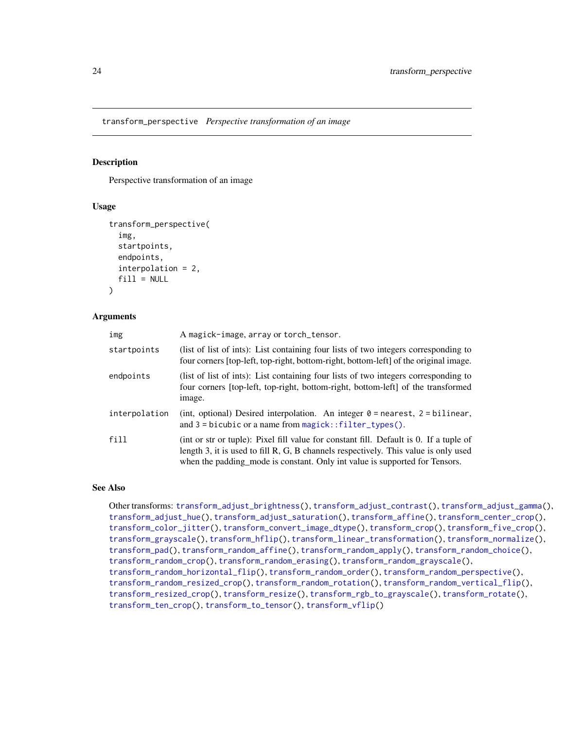## transform_perspective *Perspective transformation of an image*

### Description

Perspective transformation of an image

### Usage

```
transform_perspective(
  img,
  startpoints,
  endpoints,
  interpolation = 2,
  fill = NULL
)
```

### Arguments

| | |
|---|---|
| img | A magick-image, array or torch_tensor. |
| startpoints | (list of list of ints): List containing four lists of two integers corresponding to four corners [top-left, top-right, bottom-right, bottom-left] of the original image. |
| endpoints | (list of list of ints): List containing four lists of two integers corresponding to four corners [top-left, top-right, bottom-right, bottom-left] of the transformed image. |
| interpolation | (int, optional) Desired interpolation. An integer 0 = nearest, 2 = bilinear, and 3 = bicubic or a name from magick::filter_types(). |
| fill | (int or str or tuple): Pixel fill value for constant fill. Default is 0. If a tuple of length 3, it is used to fill R, G, B channels respectively. This value is only used when the padding_mode is constant. Only int value is supported for Tensors. |

### See Also

Other transforms: transform_adjust_brightness(), transform_adjust_contrast(), transform_adjust_gamma(), transform_adjust_hue(), transform_adjust_saturation(), transform_affine(), transform_center_crop(), transform_color_jitter(), transform_convert_image_dtype(), transform_crop(), transform_five_crop(), transform_grayscale(), transform_hflip(), transform_linear_transformation(), transform_normalize(), transform_pad(), transform_random_affine(), transform_random_apply(), transform_random_choice(), transform_random_crop(), transform_random_erasing(), transform_random_grayscale(), transform_random_horizontal_flip(), transform_random_order(), transform_random_perspective(), transform_random_resized_crop(), transform_random_rotation(), transform_random_vertical_flip(), transform_resized_crop(), transform_resize(), transform_rgb_to_grayscale(), transform_rotate(), transform_ten_crop(), transform_to_tensor(), transform_vflip()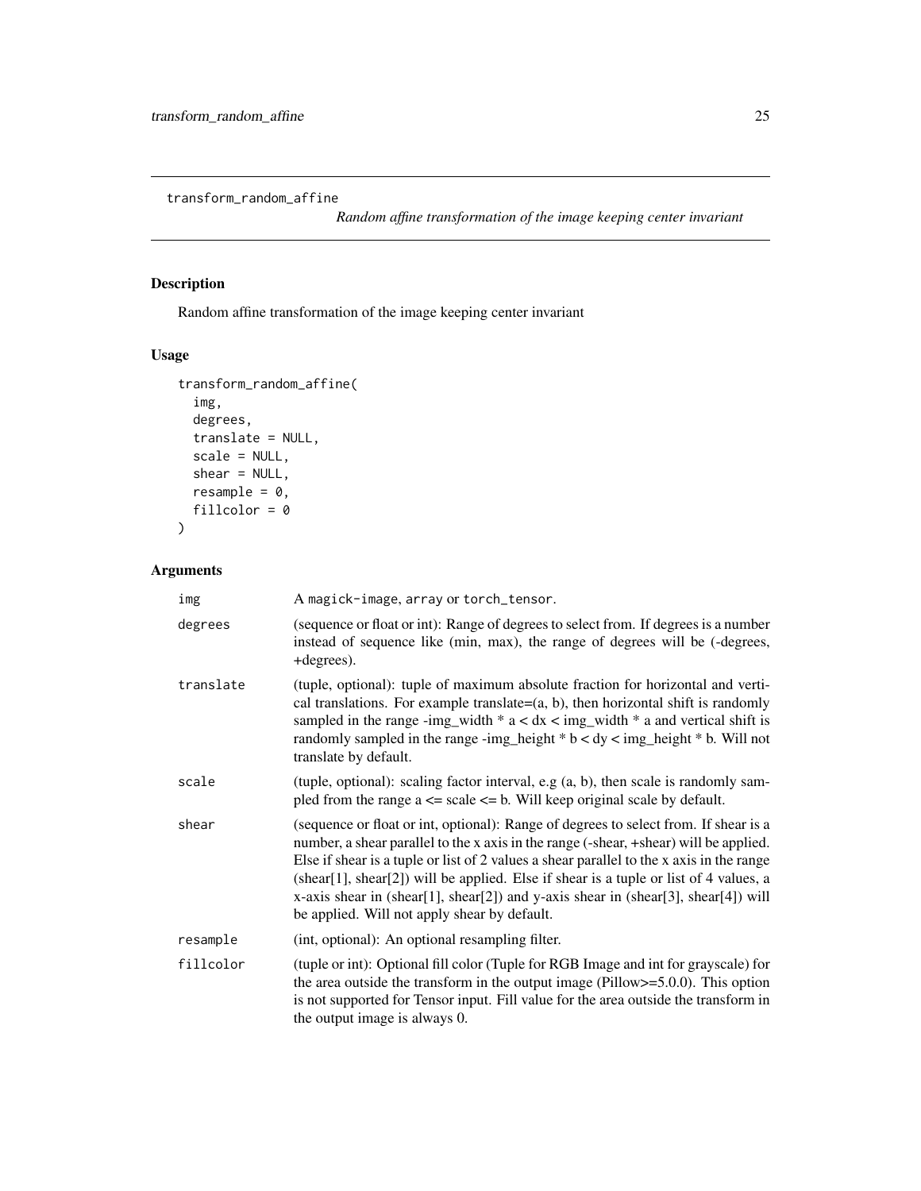# transform_random_affine

*Random affine transformation of the image keeping center invariant*

## Description

Random affine transformation of the image keeping center invariant

## Usage

```
transform_random_affine(
  img,
  degrees,
  translate = NULL,
  scale = NULL,
  shear = NULL,
  resample = 0,
  fillcolor = 0
)
```

## Arguments

| Argument | Description |
|---|---|
| img | A magick-image, array or torch_tensor. |
| degrees | (sequence or float or int): Range of degrees to select from. If degrees is a number instead of sequence like (min, max), the range of degrees will be (-degrees, +degrees). |
| translate | (tuple, optional): tuple of maximum absolute fraction for horizontal and vertical translations. For example translate=(a, b), then horizontal shift is randomly sampled in the range -img_width * a < dx < img_width * a and vertical shift is randomly sampled in the range -img_height * b < dy < img_height * b. Will not translate by default. |
| scale | (tuple, optional): scaling factor interval, e.g (a, b), then scale is randomly sampled from the range a <= scale <= b. Will keep original scale by default. |
| shear | (sequence or float or int, optional): Range of degrees to select from. If shear is a number, a shear parallel to the x axis in the range (-shear, +shear) will be applied. Else if shear is a tuple or list of 2 values a shear parallel to the x axis in the range (shear[1], shear[2]) will be applied. Else if shear is a tuple or list of 4 values, a x-axis shear in (shear[1], shear[2]) and y-axis shear in (shear[3], shear[4]) will be applied. Will not apply shear by default. |
| resample | (int, optional): An optional resampling filter. |
| fillcolor | (tuple or int): Optional fill color (Tuple for RGB Image and int for grayscale) for the area outside the transform in the output image (Pillow>=5.0.0). This option is not supported for Tensor input. Fill value for the area outside the transform in the output image is always 0. |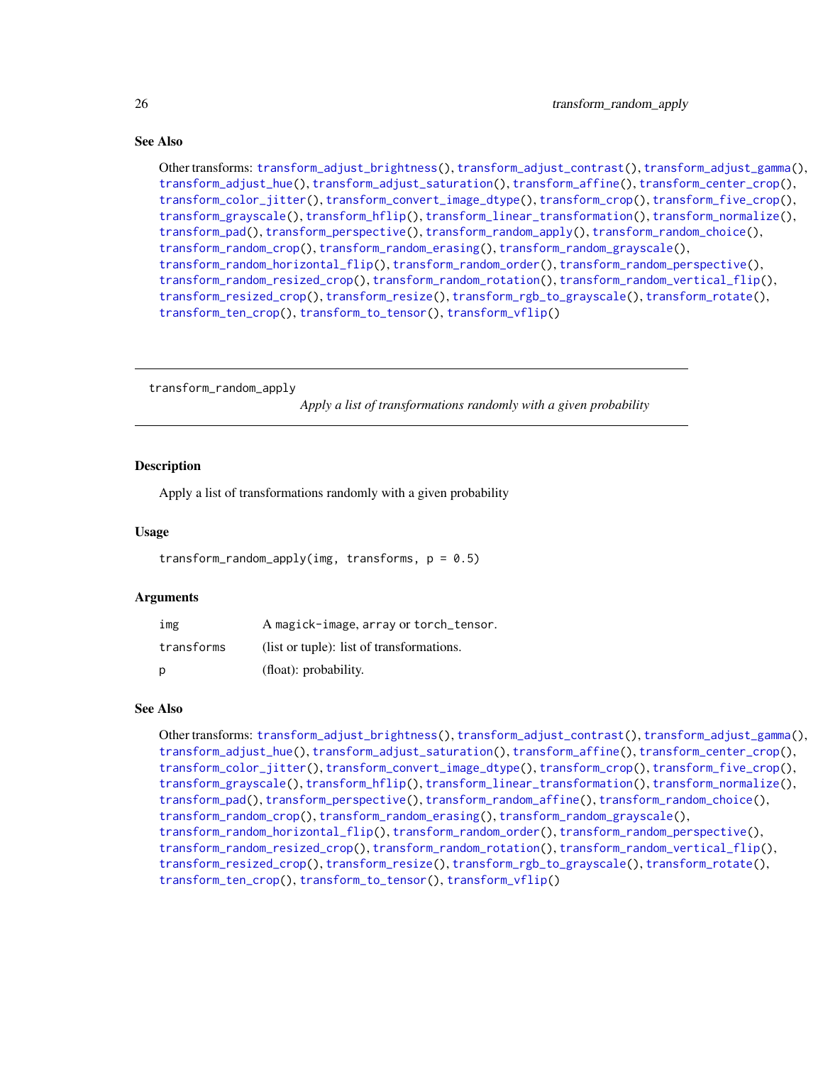## See Also

Other transforms: `transform_adjust_brightness()`, `transform_adjust_contrast()`, `transform_adjust_gamma()`, `transform_adjust_hue()`, `transform_adjust_saturation()`, `transform_affine()`, `transform_center_crop()`, `transform_color_jitter()`, `transform_convert_image_dtype()`, `transform_crop()`, `transform_five_crop()`, `transform_grayscale()`, `transform_hflip()`, `transform_linear_transformation()`, `transform_normalize()`, `transform_pad()`, `transform_perspective()`, `transform_random_apply()`, `transform_random_choice()`, `transform_random_crop()`, `transform_random_erasing()`, `transform_random_grayscale()`, `transform_random_horizontal_flip()`, `transform_random_order()`, `transform_random_perspective()`, `transform_random_resized_crop()`, `transform_random_rotation()`, `transform_random_vertical_flip()`, `transform_resized_crop()`, `transform_resize()`, `transform_rgb_to_grayscale()`, `transform_rotate()`, `transform_ten_crop()`, `transform_to_tensor()`, `transform_vflip()`

---

# transform_random_apply — *Apply a list of transformations randomly with a given probability*

---

## Description

Apply a list of transformations randomly with a given probability

## Usage

```
transform_random_apply(img, transforms, p = 0.5)
```

## Arguments

| | |
|---|---|
| `img` | A `magick-image`, `array` or `torch_tensor`. |
| `transforms` | (list or tuple): list of transformations. |
| `p` | (float): probability. |

## See Also

Other transforms: `transform_adjust_brightness()`, `transform_adjust_contrast()`, `transform_adjust_gamma()`, `transform_adjust_hue()`, `transform_adjust_saturation()`, `transform_affine()`, `transform_center_crop()`, `transform_color_jitter()`, `transform_convert_image_dtype()`, `transform_crop()`, `transform_five_crop()`, `transform_grayscale()`, `transform_hflip()`, `transform_linear_transformation()`, `transform_normalize()`, `transform_pad()`, `transform_perspective()`, `transform_random_affine()`, `transform_random_choice()`, `transform_random_crop()`, `transform_random_erasing()`, `transform_random_grayscale()`, `transform_random_horizontal_flip()`, `transform_random_order()`, `transform_random_perspective()`, `transform_random_resized_crop()`, `transform_random_rotation()`, `transform_random_vertical_flip()`, `transform_resized_crop()`, `transform_resize()`, `transform_rgb_to_grayscale()`, `transform_rotate()`, `transform_ten_crop()`, `transform_to_tensor()`, `transform_vflip()`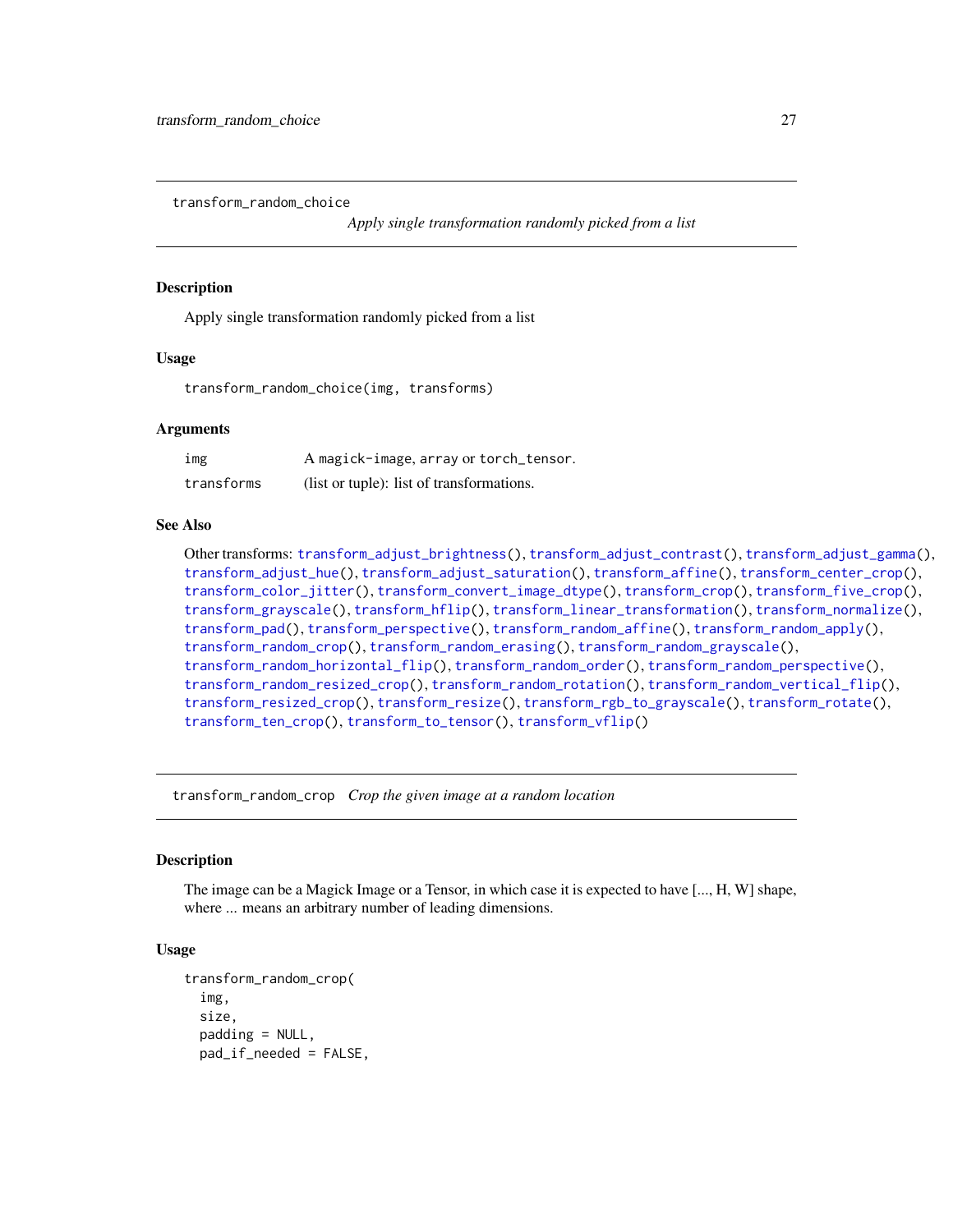## transform_random_choice

*Apply single transformation randomly picked from a list*

### Description

Apply single transformation randomly picked from a list

### Usage

```
transform_random_choice(img, transforms)
```

### Arguments

| | |
|---|---|
| img | A magick-image, array or torch_tensor. |
| transforms | (list or tuple): list of transformations. |

### See Also

Other transforms: transform_adjust_brightness(), transform_adjust_contrast(), transform_adjust_gamma(), transform_adjust_hue(), transform_adjust_saturation(), transform_affine(), transform_center_crop(), transform_color_jitter(), transform_convert_image_dtype(), transform_crop(), transform_five_crop(), transform_grayscale(), transform_hflip(), transform_linear_transformation(), transform_normalize(), transform_pad(), transform_perspective(), transform_random_affine(), transform_random_apply(), transform_random_crop(), transform_random_erasing(), transform_random_grayscale(), transform_random_horizontal_flip(), transform_random_order(), transform_random_perspective(), transform_random_resized_crop(), transform_random_rotation(), transform_random_vertical_flip(), transform_resized_crop(), transform_resize(), transform_rgb_to_grayscale(), transform_rotate(), transform_ten_crop(), transform_to_tensor(), transform_vflip()

## transform_random_crop

*Crop the given image at a random location*

### Description

The image can be a Magick Image or a Tensor, in which case it is expected to have [..., H, W] shape, where ... means an arbitrary number of leading dimensions.

### Usage

```
transform_random_crop(
  img,
  size,
  padding = NULL,
  pad_if_needed = FALSE,
```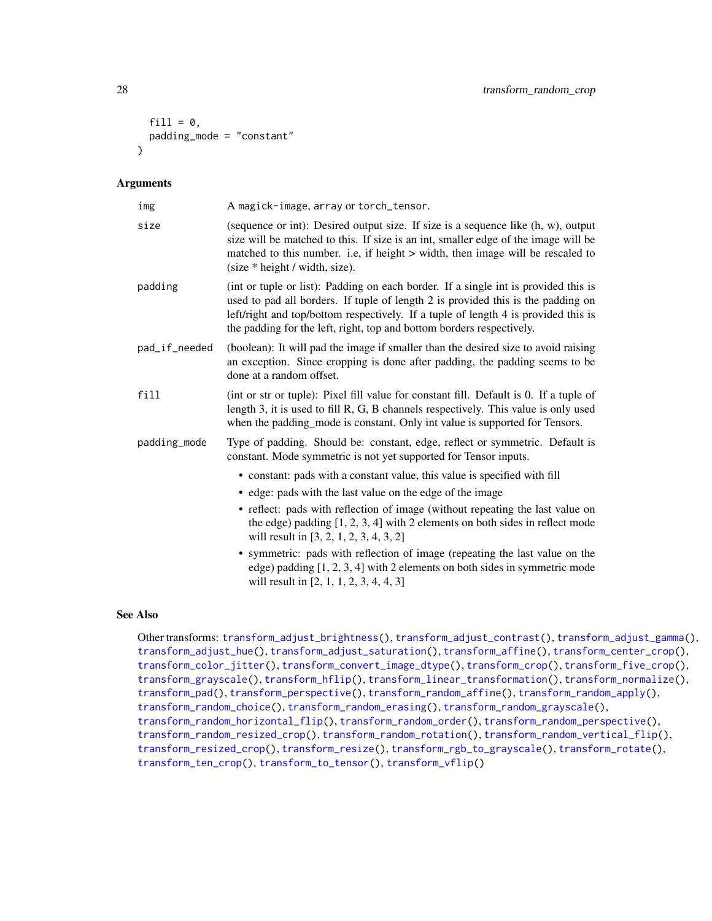```
  fill = 0,
  padding_mode = "constant"
)
```

### Arguments

| | |
|---|---|
| img | A magick-image, array or torch_tensor. |
| size | (sequence or int): Desired output size. If size is a sequence like (h, w), output size will be matched to this. If size is an int, smaller edge of the image will be matched to this number. i.e, if height > width, then image will be rescaled to (size * height / width, size). |
| padding | (int or tuple or list): Padding on each border. If a single int is provided this is used to pad all borders. If tuple of length 2 is provided this is the padding on left/right and top/bottom respectively. If a tuple of length 4 is provided this is the padding for the left, right, top and bottom borders respectively. |
| pad_if_needed | (boolean): It will pad the image if smaller than the desired size to avoid raising an exception. Since cropping is done after padding, the padding seems to be done at a random offset. |
| fill | (int or str or tuple): Pixel fill value for constant fill. Default is 0. If a tuple of length 3, it is used to fill R, G, B channels respectively. This value is only used when the padding_mode is constant. Only int value is supported for Tensors. |
| padding_mode | Type of padding. Should be: constant, edge, reflect or symmetric. Default is constant. Mode symmetric is not yet supported for Tensor inputs. |

- constant: pads with a constant value, this value is specified with fill
- edge: pads with the last value on the edge of the image
- reflect: pads with reflection of image (without repeating the last value on the edge) padding [1, 2, 3, 4] with 2 elements on both sides in reflect mode will result in [3, 2, 1, 2, 3, 4, 3, 2]
- symmetric: pads with reflection of image (repeating the last value on the edge) padding [1, 2, 3, 4] with 2 elements on both sides in symmetric mode will result in [2, 1, 1, 2, 3, 4, 4, 3]

### See Also

Other transforms: transform_adjust_brightness(), transform_adjust_contrast(), transform_adjust_gamma(), transform_adjust_hue(), transform_adjust_saturation(), transform_affine(), transform_center_crop(), transform_color_jitter(), transform_convert_image_dtype(), transform_crop(), transform_five_crop(), transform_grayscale(), transform_hflip(), transform_linear_transformation(), transform_normalize(), transform_pad(), transform_perspective(), transform_random_affine(), transform_random_apply(), transform_random_choice(), transform_random_erasing(), transform_random_grayscale(), transform_random_horizontal_flip(), transform_random_order(), transform_random_perspective(), transform_random_resized_crop(), transform_random_rotation(), transform_random_vertical_flip(), transform_resized_crop(), transform_resize(), transform_rgb_to_grayscale(), transform_rotate(), transform_ten_crop(), transform_to_tensor(), transform_vflip()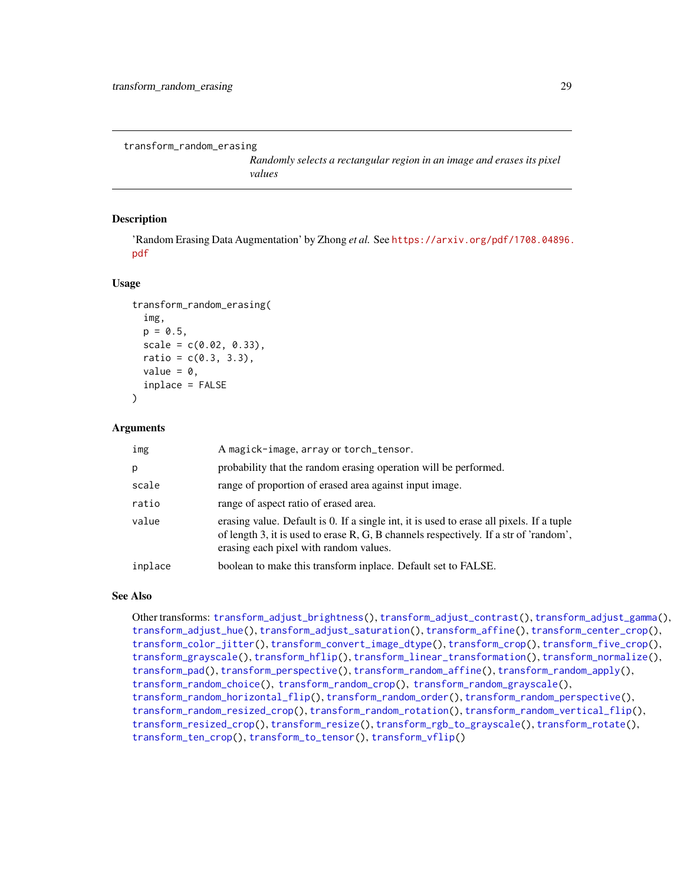## transform_random_erasing

*Randomly selects a rectangular region in an image and erases its pixel values*

### Description

'Random Erasing Data Augmentation' by Zhong *et al.* See https://arxiv.org/pdf/1708.04896.pdf

### Usage

```
transform_random_erasing(
  img,
  p = 0.5,
  scale = c(0.02, 0.33),
  ratio = c(0.3, 3.3),
  value = 0,
  inplace = FALSE
)
```

### Arguments

| | |
|---|---|
| img | A magick-image, array or torch_tensor. |
| p | probability that the random erasing operation will be performed. |
| scale | range of proportion of erased area against input image. |
| ratio | range of aspect ratio of erased area. |
| value | erasing value. Default is 0. If a single int, it is used to erase all pixels. If a tuple of length 3, it is used to erase R, G, B channels respectively. If a str of 'random', erasing each pixel with random values. |
| inplace | boolean to make this transform inplace. Default set to FALSE. |

### See Also

Other transforms: transform_adjust_brightness(), transform_adjust_contrast(), transform_adjust_gamma(), transform_adjust_hue(), transform_adjust_saturation(), transform_affine(), transform_center_crop(), transform_color_jitter(), transform_convert_image_dtype(), transform_crop(), transform_five_crop(), transform_grayscale(), transform_hflip(), transform_linear_transformation(), transform_normalize(), transform_pad(), transform_perspective(), transform_random_affine(), transform_random_apply(), transform_random_choice(), transform_random_crop(), transform_random_grayscale(), transform_random_horizontal_flip(), transform_random_order(), transform_random_perspective(), transform_random_resized_crop(), transform_random_rotation(), transform_random_vertical_flip(), transform_resized_crop(), transform_resize(), transform_rgb_to_grayscale(), transform_rotate(), transform_ten_crop(), transform_to_tensor(), transform_vflip()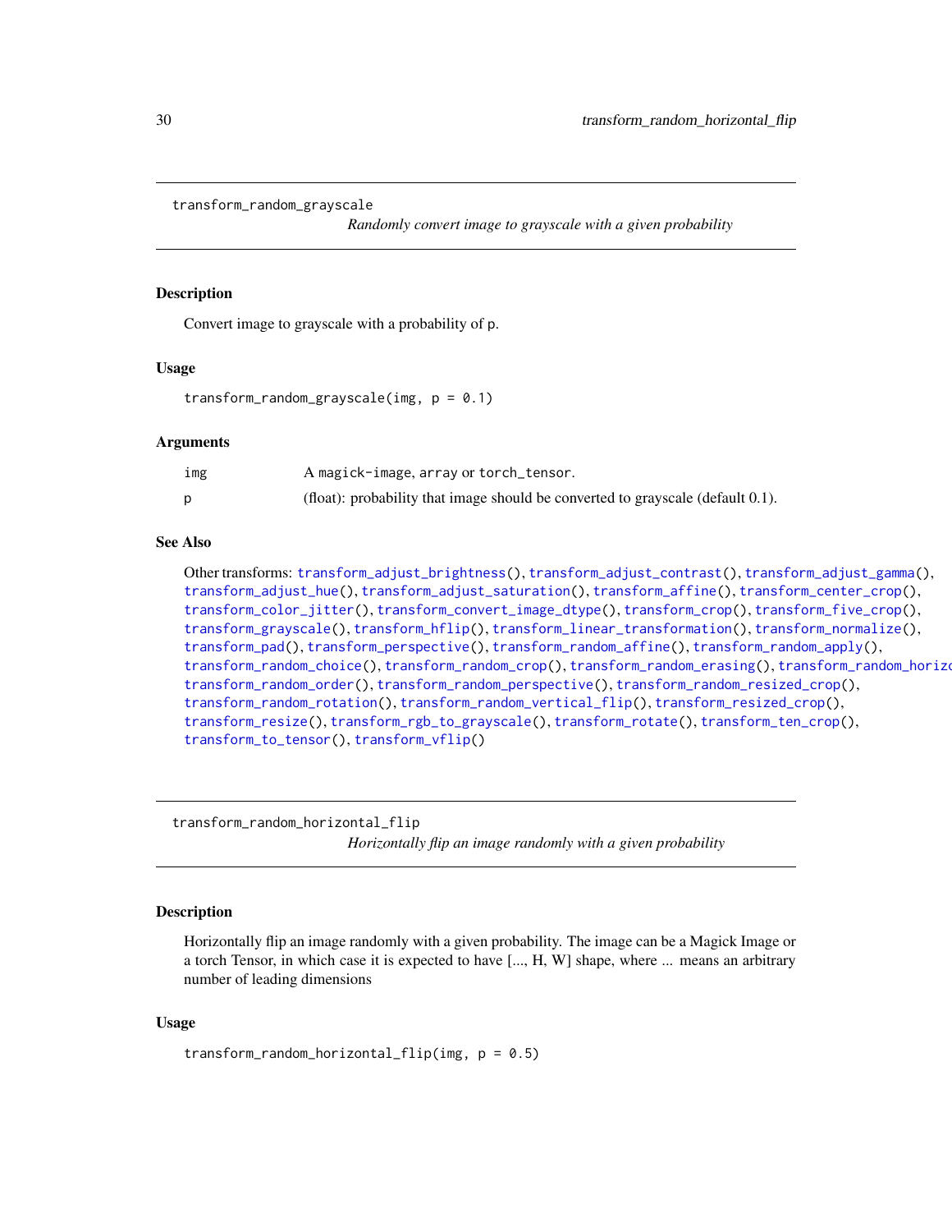## transform_random_grayscale

*Randomly convert image to grayscale with a given probability*

### Description

Convert image to grayscale with a probability of p.

### Usage

```
transform_random_grayscale(img, p = 0.1)
```

### Arguments

| | |
|---|---|
| img | A magick-image, array or torch_tensor. |
| p | (float): probability that image should be converted to grayscale (default 0.1). |

### See Also

Other transforms: transform_adjust_brightness(), transform_adjust_contrast(), transform_adjust_gamma(), transform_adjust_hue(), transform_adjust_saturation(), transform_affine(), transform_center_crop(), transform_color_jitter(), transform_convert_image_dtype(), transform_crop(), transform_five_crop(), transform_grayscale(), transform_hflip(), transform_linear_transformation(), transform_normalize(), transform_pad(), transform_perspective(), transform_random_affine(), transform_random_apply(), transform_random_choice(), transform_random_crop(), transform_random_erasing(), transform_random_horizontal_flip(), transform_random_order(), transform_random_perspective(), transform_random_resized_crop(), transform_random_rotation(), transform_random_vertical_flip(), transform_resized_crop(), transform_resize(), transform_rgb_to_grayscale(), transform_rotate(), transform_ten_crop(), transform_to_tensor(), transform_vflip()

## transform_random_horizontal_flip

*Horizontally flip an image randomly with a given probability*

### Description

Horizontally flip an image randomly with a given probability. The image can be a Magick Image or a torch Tensor, in which case it is expected to have [..., H, W] shape, where ... means an arbitrary number of leading dimensions

### Usage

```
transform_random_horizontal_flip(img, p = 0.5)
```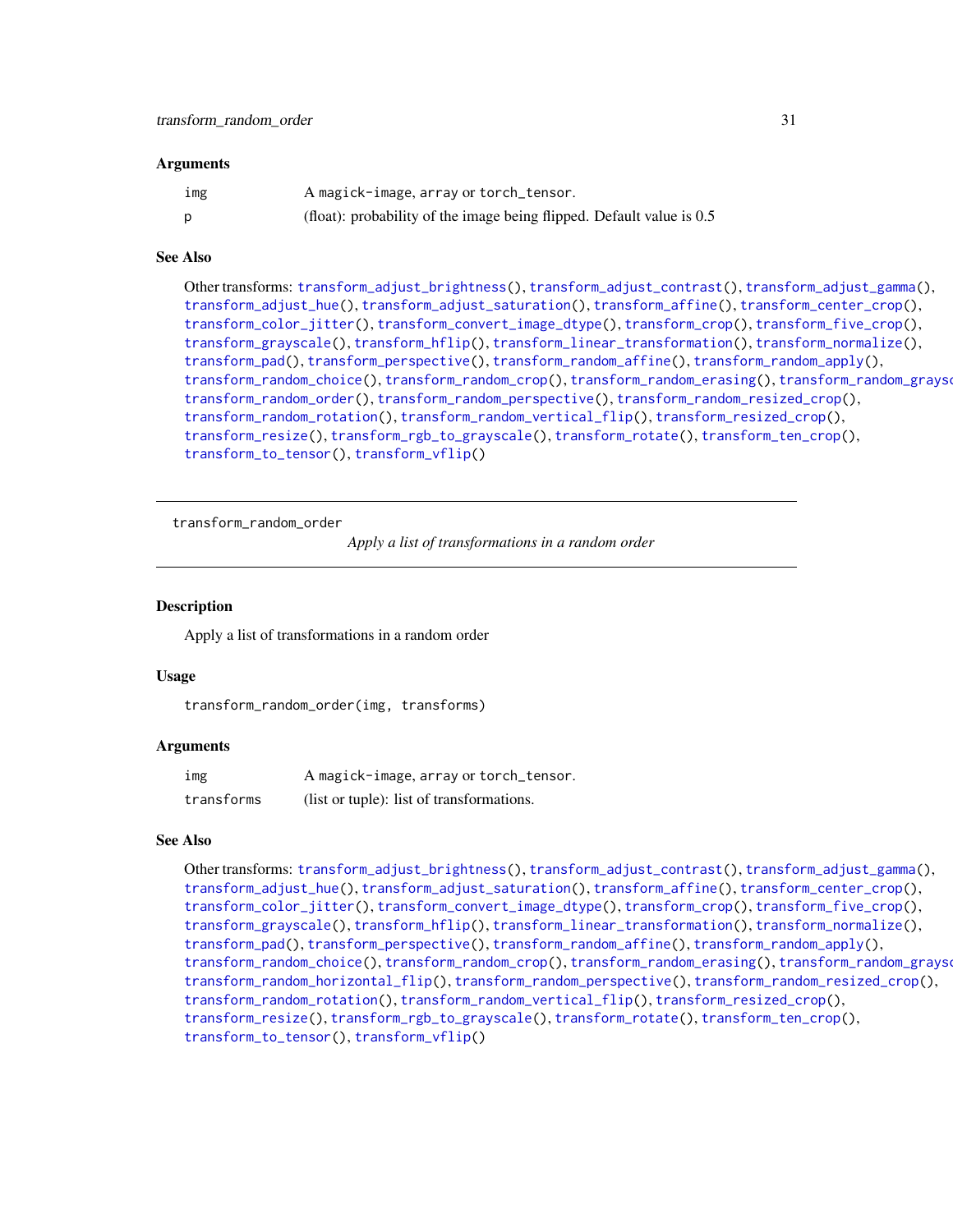### Arguments

| | |
|---|---|
| img | A magick-image, array or torch_tensor. |
| p | (float): probability of the image being flipped. Default value is 0.5 |

### See Also

Other transforms: transform_adjust_brightness(), transform_adjust_contrast(), transform_adjust_gamma(), transform_adjust_hue(), transform_adjust_saturation(), transform_affine(), transform_center_crop(), transform_color_jitter(), transform_convert_image_dtype(), transform_crop(), transform_five_crop(), transform_grayscale(), transform_hflip(), transform_linear_transformation(), transform_normalize(), transform_pad(), transform_perspective(), transform_random_affine(), transform_random_apply(), transform_random_choice(), transform_random_crop(), transform_random_erasing(), transform_random_grayscale(), transform_random_order(), transform_random_perspective(), transform_random_resized_crop(), transform_random_rotation(), transform_random_vertical_flip(), transform_resized_crop(), transform_resize(), transform_rgb_to_grayscale(), transform_rotate(), transform_ten_crop(), transform_to_tensor(), transform_vflip()

---

## transform_random_order

*Apply a list of transformations in a random order*

### Description

Apply a list of transformations in a random order

### Usage

```
transform_random_order(img, transforms)
```

### Arguments

| | |
|---|---|
| img | A magick-image, array or torch_tensor. |
| transforms | (list or tuple): list of transformations. |

### See Also

Other transforms: transform_adjust_brightness(), transform_adjust_contrast(), transform_adjust_gamma(), transform_adjust_hue(), transform_adjust_saturation(), transform_affine(), transform_center_crop(), transform_color_jitter(), transform_convert_image_dtype(), transform_crop(), transform_five_crop(), transform_grayscale(), transform_hflip(), transform_linear_transformation(), transform_normalize(), transform_pad(), transform_perspective(), transform_random_affine(), transform_random_apply(), transform_random_choice(), transform_random_crop(), transform_random_erasing(), transform_random_grayscale(), transform_random_horizontal_flip(), transform_random_perspective(), transform_random_resized_crop(), transform_random_rotation(), transform_random_vertical_flip(), transform_resized_crop(), transform_resize(), transform_rgb_to_grayscale(), transform_rotate(), transform_ten_crop(), transform_to_tensor(), transform_vflip()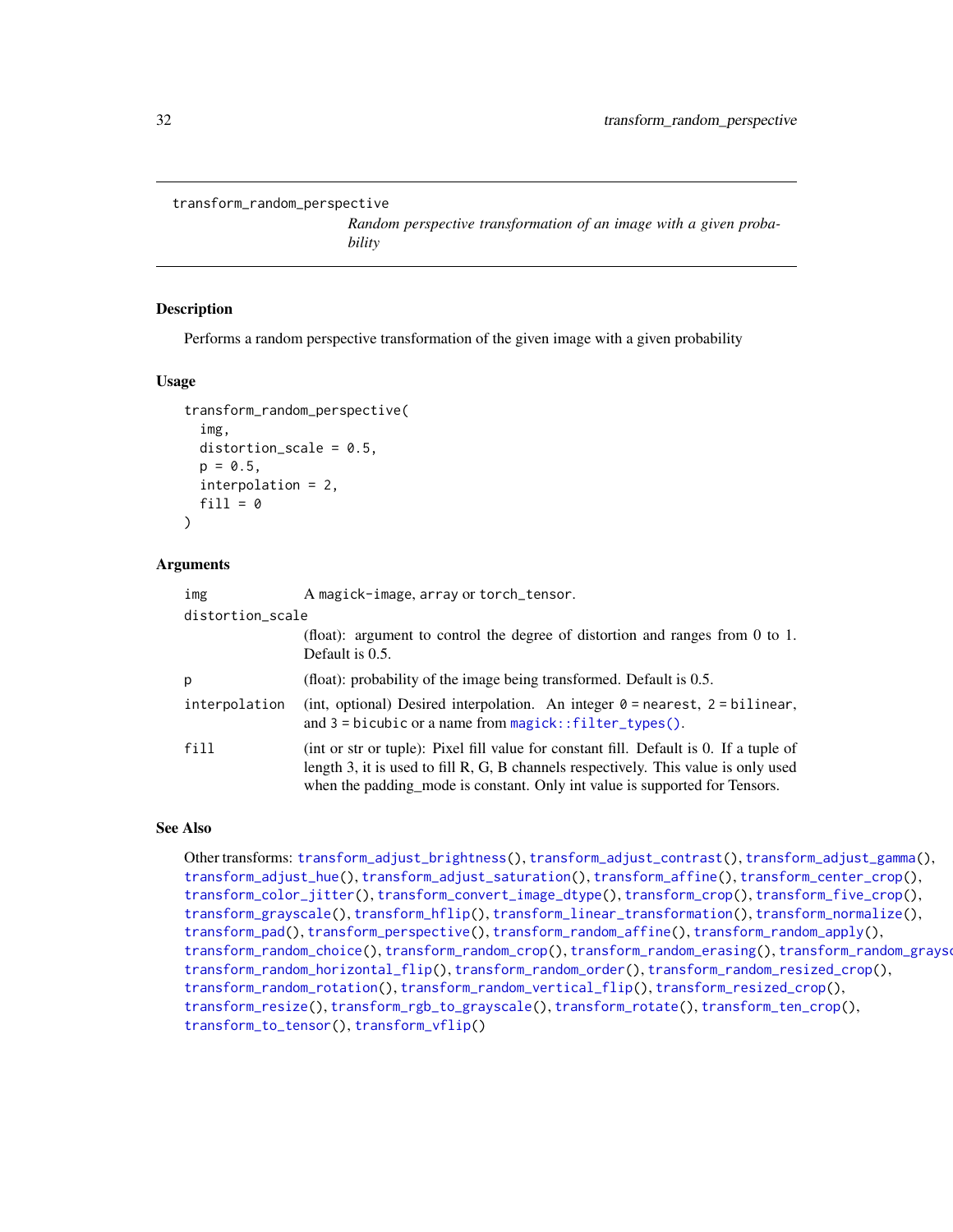# transform_random_perspective

*Random perspective transformation of an image with a given probability*

## Description

Performs a random perspective transformation of the given image with a given probability

## Usage

```
transform_random_perspective(
  img,
  distortion_scale = 0.5,
  p = 0.5,
  interpolation = 2,
  fill = 0
)
```

## Arguments

| Argument | Description |
|---|---|
| `img` | A `magick-image`, `array` or `torch_tensor`. |
| `distortion_scale` | (float): argument to control the degree of distortion and ranges from 0 to 1. Default is 0.5. |
| `p` | (float): probability of the image being transformed. Default is 0.5. |
| `interpolation` | (int, optional) Desired interpolation. An integer `0` = `nearest`, `2` = `bilinear`, and `3` = `bicubic` or a name from `magick::filter_types()`. |
| `fill` | (int or str or tuple): Pixel fill value for constant fill. Default is 0. If a tuple of length 3, it is used to fill R, G, B channels respectively. This value is only used when the padding_mode is constant. Only int value is supported for Tensors. |

## See Also

Other transforms: `transform_adjust_brightness()`, `transform_adjust_contrast()`, `transform_adjust_gamma()`, `transform_adjust_hue()`, `transform_adjust_saturation()`, `transform_affine()`, `transform_center_crop()`, `transform_color_jitter()`, `transform_convert_image_dtype()`, `transform_crop()`, `transform_five_crop()`, `transform_grayscale()`, `transform_hflip()`, `transform_linear_transformation()`, `transform_normalize()`, `transform_pad()`, `transform_perspective()`, `transform_random_affine()`, `transform_random_apply()`, `transform_random_choice()`, `transform_random_crop()`, `transform_random_erasing()`, `transform_random_grayscale()`, `transform_random_horizontal_flip()`, `transform_random_order()`, `transform_random_resized_crop()`, `transform_random_rotation()`, `transform_random_vertical_flip()`, `transform_resized_crop()`, `transform_resize()`, `transform_rgb_to_grayscale()`, `transform_rotate()`, `transform_ten_crop()`, `transform_to_tensor()`, `transform_vflip()`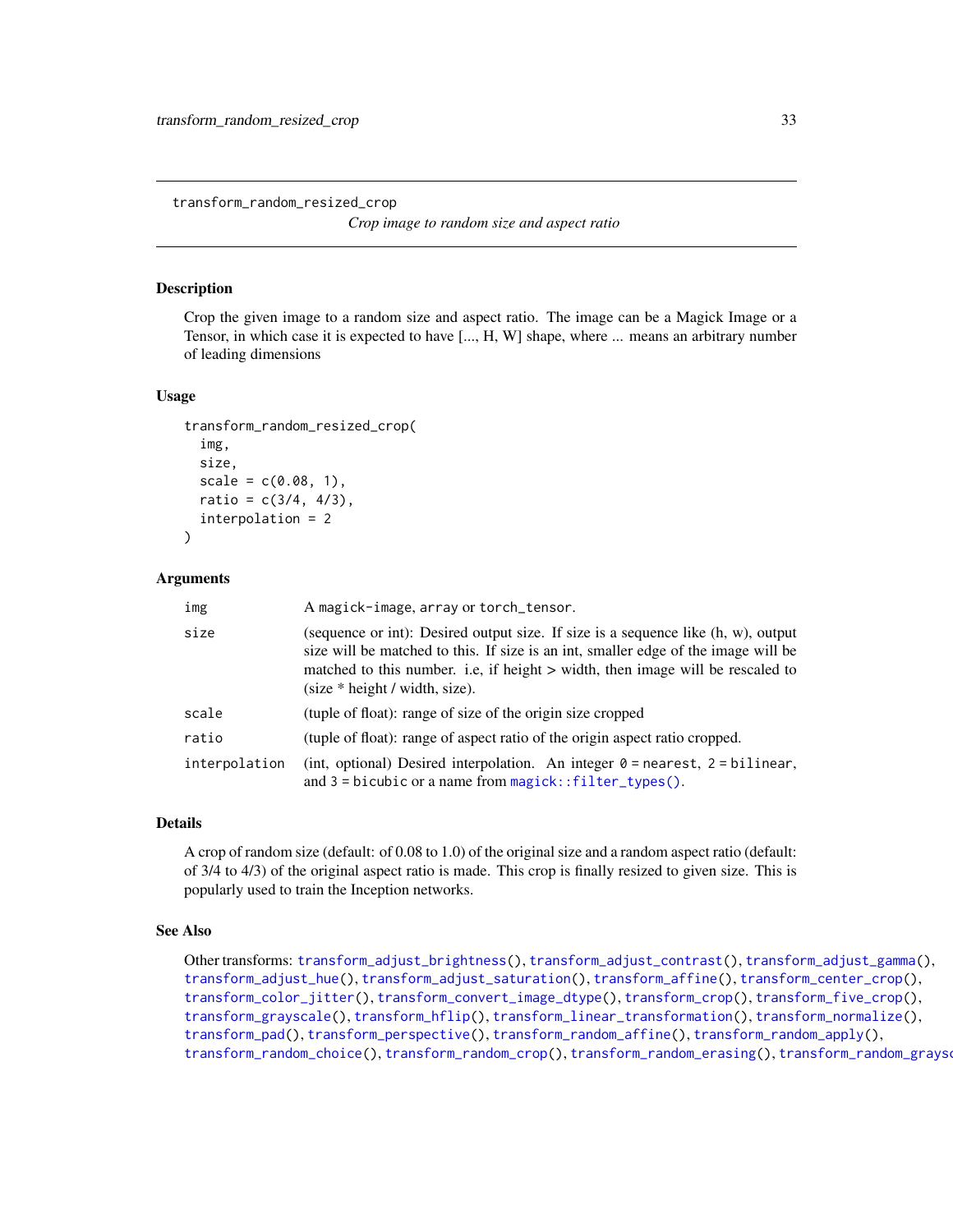# transform_random_resized_crop

*Crop image to random size and aspect ratio*

## Description

Crop the given image to a random size and aspect ratio. The image can be a Magick Image or a Tensor, in which case it is expected to have [..., H, W] shape, where ... means an arbitrary number of leading dimensions

## Usage

```
transform_random_resized_crop(
  img,
  size,
  scale = c(0.08, 1),
  ratio = c(3/4, 4/3),
  interpolation = 2
)
```

## Arguments

| | |
|---|---|
| `img` | A `magick-image`, `array` or `torch_tensor`. |
| `size` | (sequence or int): Desired output size. If size is a sequence like (h, w), output size will be matched to this. If size is an int, smaller edge of the image will be matched to this number. i.e, if height > width, then image will be rescaled to (size * height / width, size). |
| `scale` | (tuple of float): range of size of the origin size cropped |
| `ratio` | (tuple of float): range of aspect ratio of the origin aspect ratio cropped. |
| `interpolation` | (int, optional) Desired interpolation. An integer `0 = nearest`, `2 = bilinear`, and `3 = bicubic` or a name from `magick::filter_types()`. |

## Details

A crop of random size (default: of 0.08 to 1.0) of the original size and a random aspect ratio (default: of 3/4 to 4/3) of the original aspect ratio is made. This crop is finally resized to given size. This is popularly used to train the Inception networks.

## See Also

Other transforms: `transform_adjust_brightness()`, `transform_adjust_contrast()`, `transform_adjust_gamma()`, `transform_adjust_hue()`, `transform_adjust_saturation()`, `transform_affine()`, `transform_center_crop()`, `transform_color_jitter()`, `transform_convert_image_dtype()`, `transform_crop()`, `transform_five_crop()`, `transform_grayscale()`, `transform_hflip()`, `transform_linear_transformation()`, `transform_normalize()`, `transform_pad()`, `transform_perspective()`, `transform_random_affine()`, `transform_random_apply()`, `transform_random_choice()`, `transform_random_crop()`, `transform_random_erasing()`, `transform_random_grays`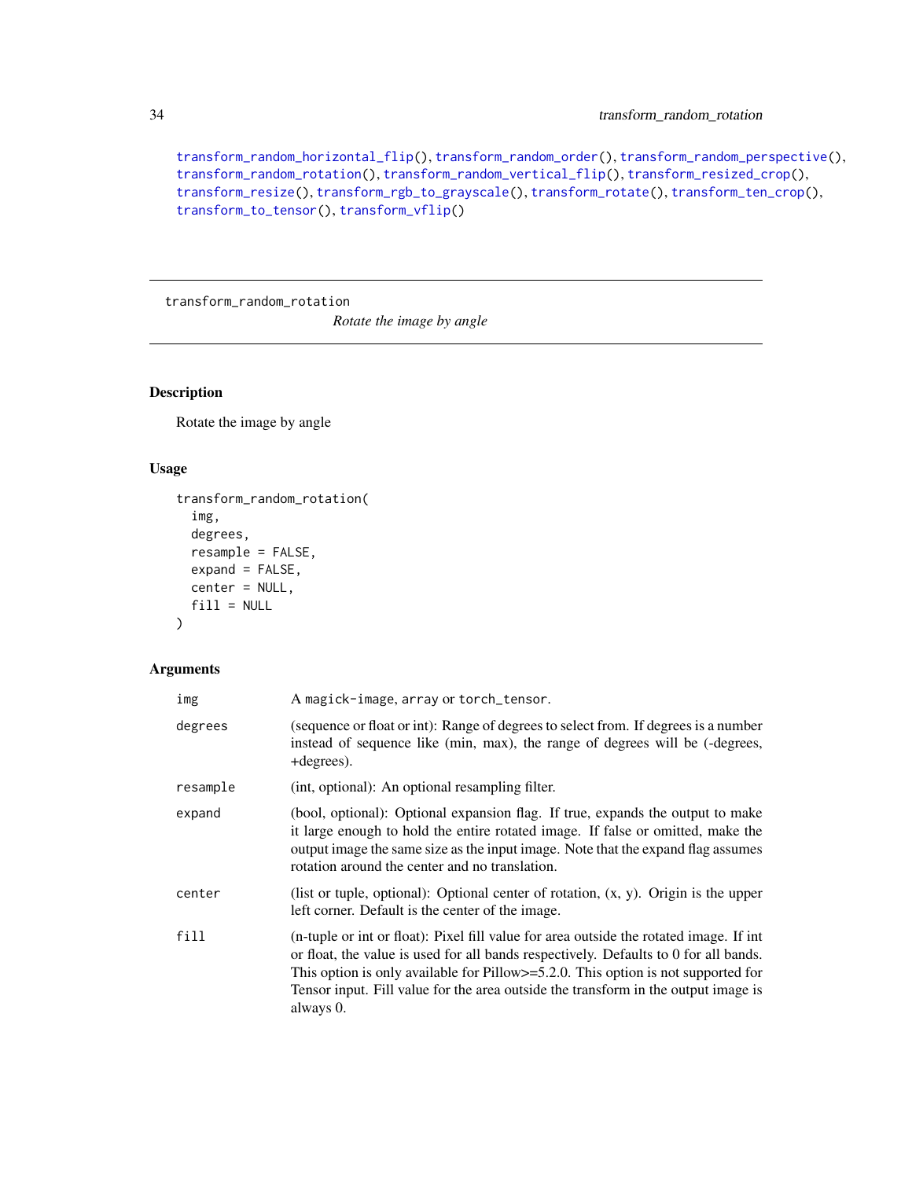transform_random_horizontal_flip(), transform_random_order(), transform_random_perspective(), transform_random_rotation(), transform_random_vertical_flip(), transform_resized_crop(), transform_resize(), transform_rgb_to_grayscale(), transform_rotate(), transform_ten_crop(), transform_to_tensor(), transform_vflip()

---

## transform_random_rotation *Rotate the image by angle*

### Description

Rotate the image by angle

### Usage

```
transform_random_rotation(
  img,
  degrees,
  resample = FALSE,
  expand = FALSE,
  center = NULL,
  fill = NULL
)
```

### Arguments

| | |
|---|---|
| img | A magick-image, array or torch_tensor. |
| degrees | (sequence or float or int): Range of degrees to select from. If degrees is a number instead of sequence like (min, max), the range of degrees will be (-degrees, +degrees). |
| resample | (int, optional): An optional resampling filter. |
| expand | (bool, optional): Optional expansion flag. If true, expands the output to make it large enough to hold the entire rotated image. If false or omitted, make the output image the same size as the input image. Note that the expand flag assumes rotation around the center and no translation. |
| center | (list or tuple, optional): Optional center of rotation, (x, y). Origin is the upper left corner. Default is the center of the image. |
| fill | (n-tuple or int or float): Pixel fill value for area outside the rotated image. If int or float, the value is used for all bands respectively. Defaults to 0 for all bands. This option is only available for Pillow>=5.2.0. This option is not supported for Tensor input. Fill value for the area outside the transform in the output image is always 0. |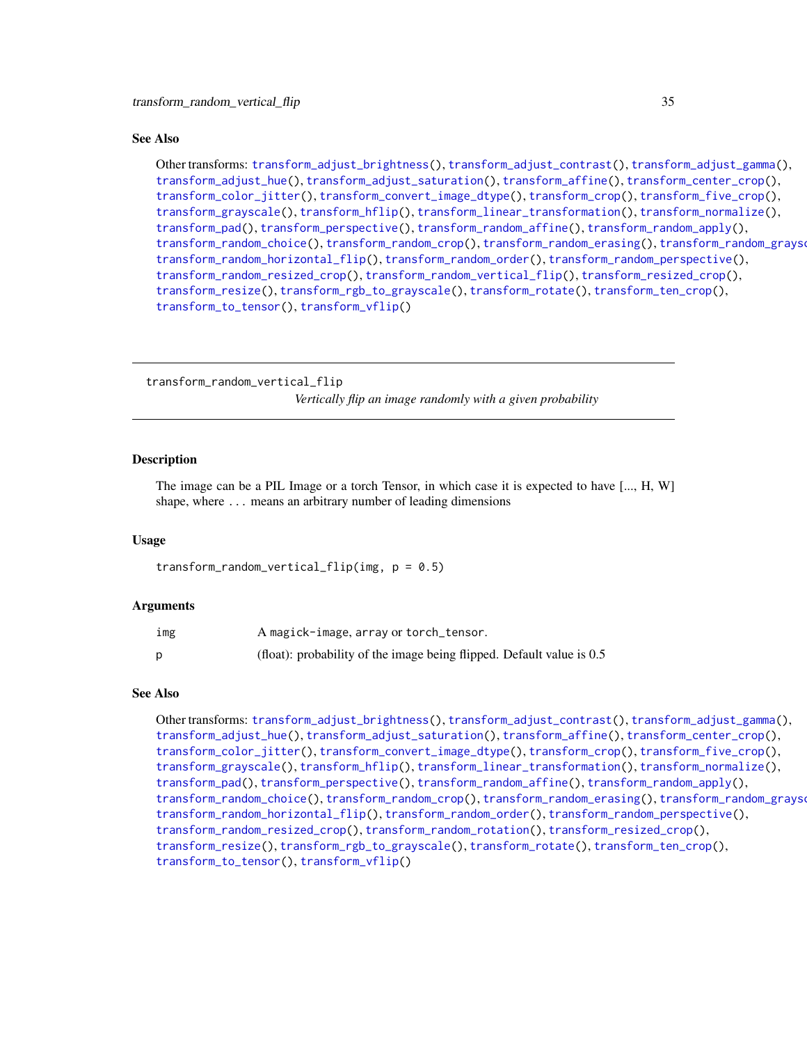## See Also

Other transforms: transform_adjust_brightness(), transform_adjust_contrast(), transform_adjust_gamma(), transform_adjust_hue(), transform_adjust_saturation(), transform_affine(), transform_center_crop(), transform_color_jitter(), transform_convert_image_dtype(), transform_crop(), transform_five_crop(), transform_grayscale(), transform_hflip(), transform_linear_transformation(), transform_normalize(), transform_pad(), transform_perspective(), transform_random_affine(), transform_random_apply(), transform_random_choice(), transform_random_crop(), transform_random_erasing(), transform_random_grayscale(), transform_random_horizontal_flip(), transform_random_order(), transform_random_perspective(), transform_random_resized_crop(), transform_random_vertical_flip(), transform_resized_crop(), transform_resize(), transform_rgb_to_grayscale(), transform_rotate(), transform_ten_crop(), transform_to_tensor(), transform_vflip()

---

# transform_random_vertical_flip

*Vertically flip an image randomly with a given probability*

## Description

The image can be a PIL Image or a torch Tensor, in which case it is expected to have [..., H, W] shape, where ... means an arbitrary number of leading dimensions

## Usage

```
transform_random_vertical_flip(img, p = 0.5)
```

## Arguments

| | |
|---|---|
| img | A magick-image, array or torch_tensor. |
| p | (float): probability of the image being flipped. Default value is 0.5 |

## See Also

Other transforms: transform_adjust_brightness(), transform_adjust_contrast(), transform_adjust_gamma(), transform_adjust_hue(), transform_adjust_saturation(), transform_affine(), transform_center_crop(), transform_color_jitter(), transform_convert_image_dtype(), transform_crop(), transform_five_crop(), transform_grayscale(), transform_hflip(), transform_linear_transformation(), transform_normalize(), transform_pad(), transform_perspective(), transform_random_affine(), transform_random_apply(), transform_random_choice(), transform_random_crop(), transform_random_erasing(), transform_random_grayscale(), transform_random_horizontal_flip(), transform_random_order(), transform_random_perspective(), transform_random_resized_crop(), transform_random_rotation(), transform_resized_crop(), transform_resize(), transform_rgb_to_grayscale(), transform_rotate(), transform_ten_crop(), transform_to_tensor(), transform_vflip()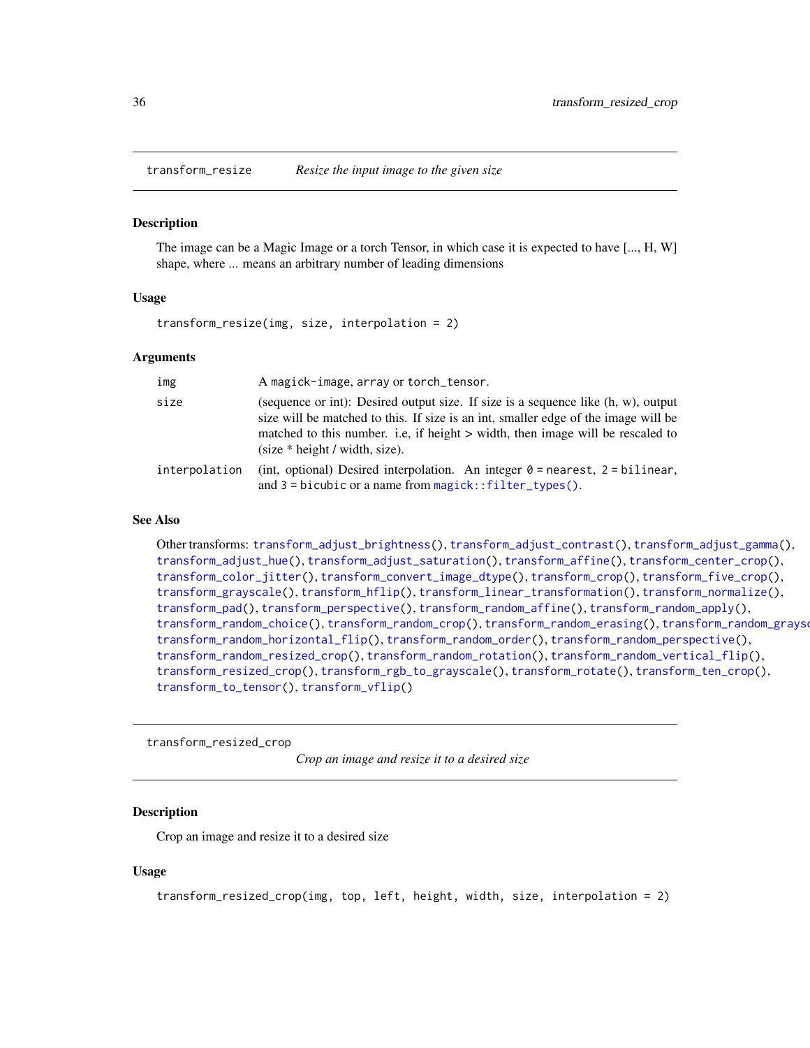## transform_resize — *Resize the input image to the given size*

### Description

The image can be a Magic Image or a torch Tensor, in which case it is expected to have [..., H, W] shape, where ... means an arbitrary number of leading dimensions

### Usage

```
transform_resize(img, size, interpolation = 2)
```

### Arguments

| | |
|---|---|
| `img` | A `magick-image`, `array` or `torch_tensor`. |
| `size` | (sequence or int): Desired output size. If size is a sequence like (h, w), output size will be matched to this. If size is an int, smaller edge of the image will be matched to this number. i.e, if height > width, then image will be rescaled to (size * height / width, size). |
| `interpolation` | (int, optional) Desired interpolation. An integer `0` = nearest, `2` = bilinear, and `3` = bicubic or a name from `magick::filter_types()`. |

### See Also

Other transforms: `transform_adjust_brightness()`, `transform_adjust_contrast()`, `transform_adjust_gamma()`, `transform_adjust_hue()`, `transform_adjust_saturation()`, `transform_affine()`, `transform_center_crop()`, `transform_color_jitter()`, `transform_convert_image_dtype()`, `transform_crop()`, `transform_five_crop()`, `transform_grayscale()`, `transform_hflip()`, `transform_linear_transformation()`, `transform_normalize()`, `transform_pad()`, `transform_perspective()`, `transform_random_affine()`, `transform_random_apply()`, `transform_random_choice()`, `transform_random_crop()`, `transform_random_erasing()`, `transform_random_grayscale()`, `transform_random_horizontal_flip()`, `transform_random_order()`, `transform_random_perspective()`, `transform_random_resized_crop()`, `transform_random_rotation()`, `transform_random_vertical_flip()`, `transform_resized_crop()`, `transform_rgb_to_grayscale()`, `transform_rotate()`, `transform_ten_crop()`, `transform_to_tensor()`, `transform_vflip()`

## transform_resized_crop — *Crop an image and resize it to a desired size*

### Description

Crop an image and resize it to a desired size

### Usage

```
transform_resized_crop(img, top, left, height, width, size, interpolation = 2)
```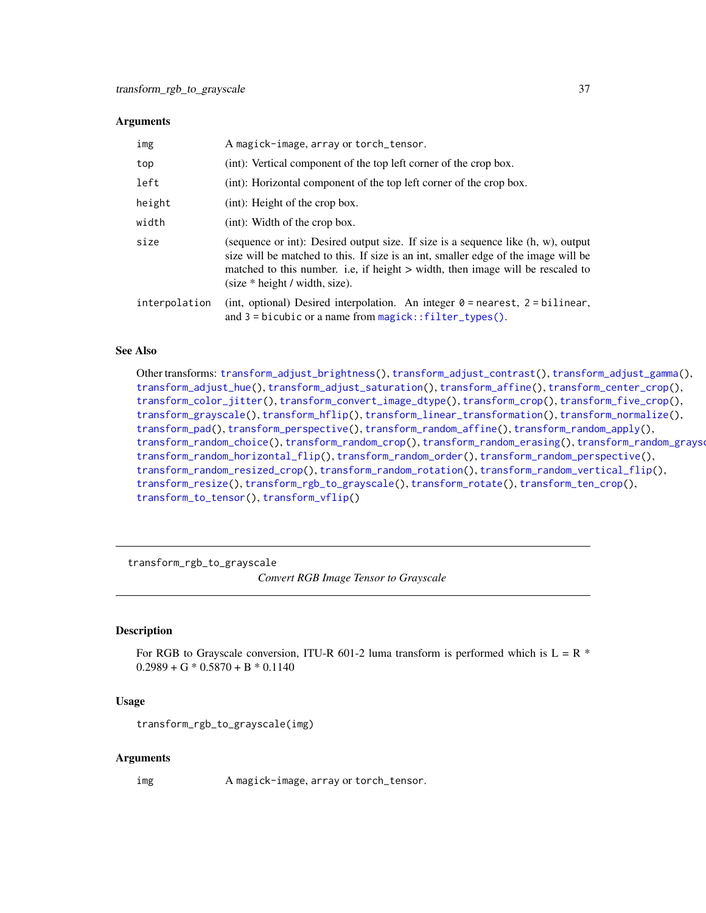### Arguments

| | |
|---|---|
| img | A magick-image, array or torch_tensor. |
| top | (int): Vertical component of the top left corner of the crop box. |
| left | (int): Horizontal component of the top left corner of the crop box. |
| height | (int): Height of the crop box. |
| width | (int): Width of the crop box. |
| size | (sequence or int): Desired output size. If size is a sequence like (h, w), output size will be matched to this. If size is an int, smaller edge of the image will be matched to this number. i.e, if height > width, then image will be rescaled to (size * height / width, size). |
| interpolation | (int, optional) Desired interpolation. An integer `0` = nearest, `2` = bilinear, and `3` = bicubic or a name from `magick::filter_types()`. |

### See Also

Other transforms: `transform_adjust_brightness()`, `transform_adjust_contrast()`, `transform_adjust_gamma()`, `transform_adjust_hue()`, `transform_adjust_saturation()`, `transform_affine()`, `transform_center_crop()`, `transform_color_jitter()`, `transform_convert_image_dtype()`, `transform_crop()`, `transform_five_crop()`, `transform_grayscale()`, `transform_hflip()`, `transform_linear_transformation()`, `transform_normalize()`, `transform_pad()`, `transform_perspective()`, `transform_random_affine()`, `transform_random_apply()`, `transform_random_choice()`, `transform_random_crop()`, `transform_random_erasing()`, `transform_random_grayscale()`, `transform_random_horizontal_flip()`, `transform_random_order()`, `transform_random_perspective()`, `transform_random_resized_crop()`, `transform_random_rotation()`, `transform_random_vertical_flip()`, `transform_resize()`, `transform_rgb_to_grayscale()`, `transform_rotate()`, `transform_ten_crop()`, `transform_to_tensor()`, `transform_vflip()`

---

## transform_rgb_to_grayscale

*Convert RGB Image Tensor to Grayscale*

---

### Description

For RGB to Grayscale conversion, ITU-R 601-2 luma transform is performed which is L = R * 0.2989 + G * 0.5870 + B * 0.1140

### Usage

```
transform_rgb_to_grayscale(img)
```

### Arguments

| | |
|---|---|
| img | A magick-image, array or torch_tensor. |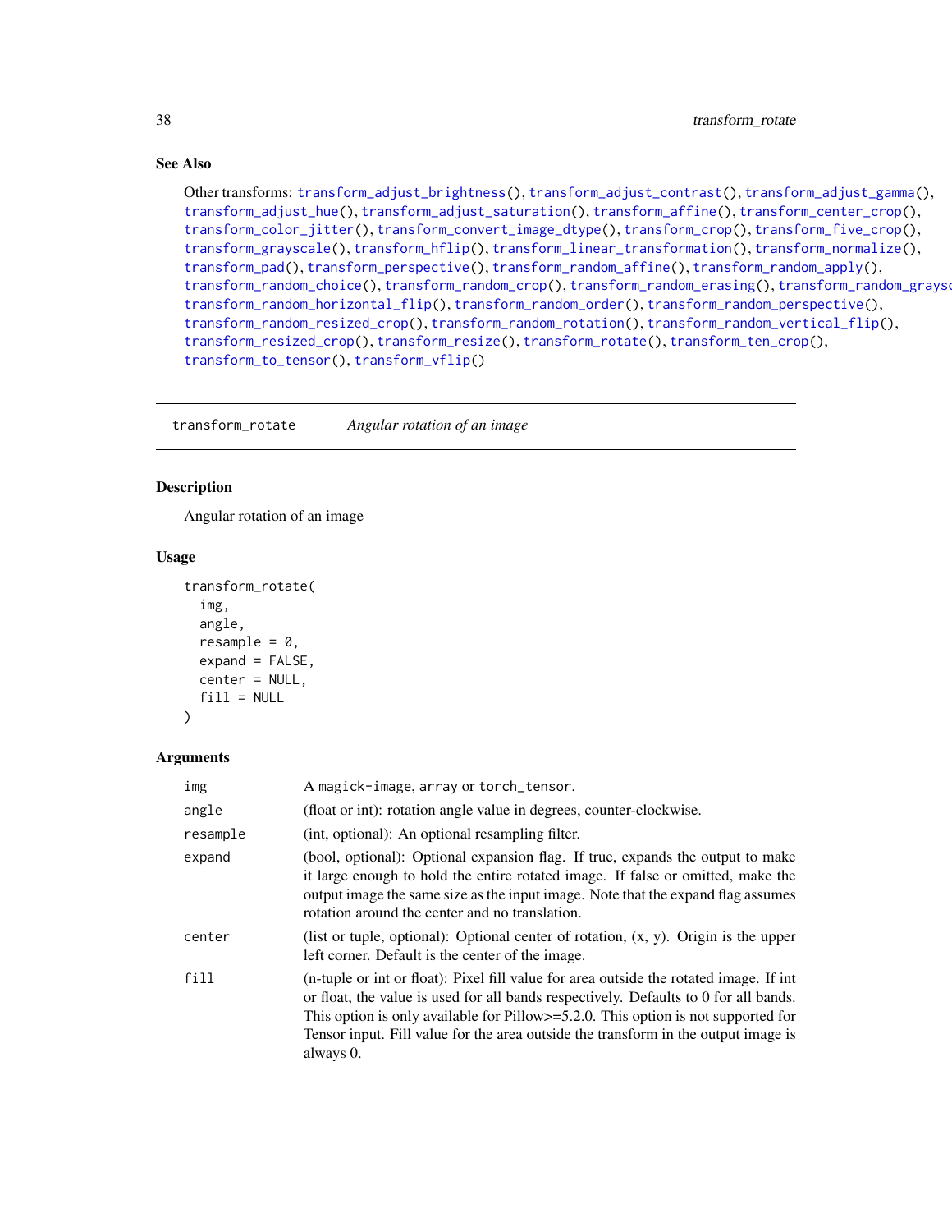## See Also

Other transforms: transform_adjust_brightness(), transform_adjust_contrast(), transform_adjust_gamma(), transform_adjust_hue(), transform_adjust_saturation(), transform_affine(), transform_center_crop(), transform_color_jitter(), transform_convert_image_dtype(), transform_crop(), transform_five_crop(), transform_grayscale(), transform_hflip(), transform_linear_transformation(), transform_normalize(), transform_pad(), transform_perspective(), transform_random_affine(), transform_random_apply(), transform_random_choice(), transform_random_crop(), transform_random_erasing(), transform_random_grayscale(), transform_random_horizontal_flip(), transform_random_order(), transform_random_perspective(), transform_random_resized_crop(), transform_random_rotation(), transform_random_vertical_flip(), transform_resized_crop(), transform_resize(), transform_rotate(), transform_ten_crop(), transform_to_tensor(), transform_vflip()

---

# transform_rotate — *Angular rotation of an image*

## Description

Angular rotation of an image

## Usage

```
transform_rotate(
  img,
  angle,
  resample = 0,
  expand = FALSE,
  center = NULL,
  fill = NULL
)
```

## Arguments

| | |
|---|---|
| img | A magick-image, array or torch_tensor. |
| angle | (float or int): rotation angle value in degrees, counter-clockwise. |
| resample | (int, optional): An optional resampling filter. |
| expand | (bool, optional): Optional expansion flag. If true, expands the output to make it large enough to hold the entire rotated image. If false or omitted, make the output image the same size as the input image. Note that the expand flag assumes rotation around the center and no translation. |
| center | (list or tuple, optional): Optional center of rotation, (x, y). Origin is the upper left corner. Default is the center of the image. |
| fill | (n-tuple or int or float): Pixel fill value for area outside the rotated image. If int or float, the value is used for all bands respectively. Defaults to 0 for all bands. This option is only available for Pillow>=5.2.0. This option is not supported for Tensor input. Fill value for the area outside the transform in the output image is always 0. |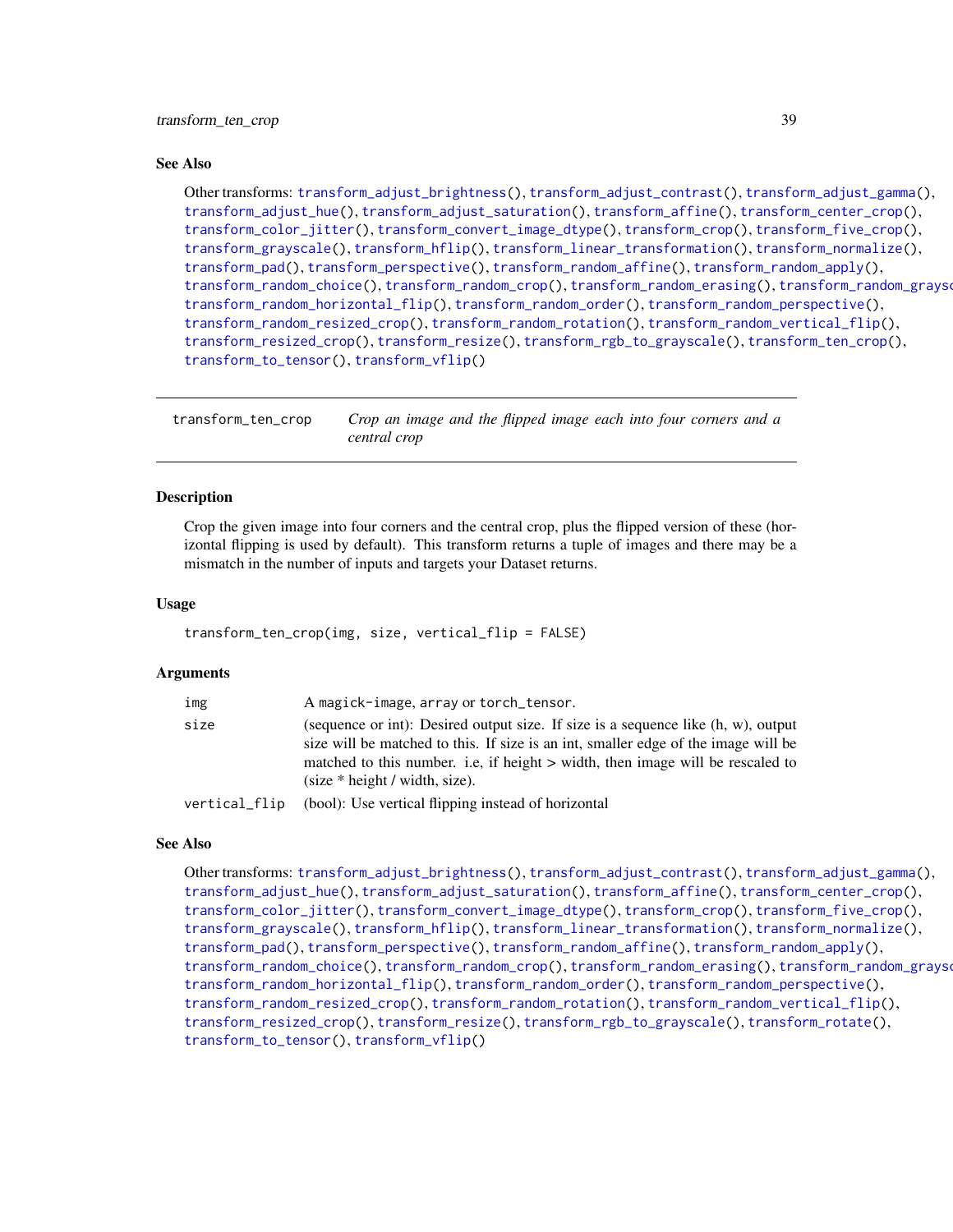### See Also

Other transforms: transform_adjust_brightness(), transform_adjust_contrast(), transform_adjust_gamma(), transform_adjust_hue(), transform_adjust_saturation(), transform_affine(), transform_center_crop(), transform_color_jitter(), transform_convert_image_dtype(), transform_crop(), transform_five_crop(), transform_grayscale(), transform_hflip(), transform_linear_transformation(), transform_normalize(), transform_pad(), transform_perspective(), transform_random_affine(), transform_random_apply(), transform_random_choice(), transform_random_crop(), transform_random_erasing(), transform_random_grayscale(), transform_random_horizontal_flip(), transform_random_order(), transform_random_perspective(), transform_random_resized_crop(), transform_random_rotation(), transform_random_vertical_flip(), transform_resized_crop(), transform_resize(), transform_rgb_to_grayscale(), transform_ten_crop(), transform_to_tensor(), transform_vflip()

---

## transform_ten_crop — *Crop an image and the flipped image each into four corners and a central crop*

### Description

Crop the given image into four corners and the central crop, plus the flipped version of these (horizontal flipping is used by default). This transform returns a tuple of images and there may be a mismatch in the number of inputs and targets your Dataset returns.

### Usage

```
transform_ten_crop(img, size, vertical_flip = FALSE)
```

### Arguments

| | |
|---|---|
| img | A magick-image, array or torch_tensor. |
| size | (sequence or int): Desired output size. If size is a sequence like (h, w), output size will be matched to this. If size is an int, smaller edge of the image will be matched to this number. i.e, if height > width, then image will be rescaled to (size * height / width, size). |
| vertical_flip | (bool): Use vertical flipping instead of horizontal |

### See Also

Other transforms: transform_adjust_brightness(), transform_adjust_contrast(), transform_adjust_gamma(), transform_adjust_hue(), transform_adjust_saturation(), transform_affine(), transform_center_crop(), transform_color_jitter(), transform_convert_image_dtype(), transform_crop(), transform_five_crop(), transform_grayscale(), transform_hflip(), transform_linear_transformation(), transform_normalize(), transform_pad(), transform_perspective(), transform_random_affine(), transform_random_apply(), transform_random_choice(), transform_random_crop(), transform_random_erasing(), transform_random_grayscale(), transform_random_horizontal_flip(), transform_random_order(), transform_random_perspective(), transform_random_resized_crop(), transform_random_rotation(), transform_random_vertical_flip(), transform_resized_crop(), transform_resize(), transform_rgb_to_grayscale(), transform_rotate(), transform_to_tensor(), transform_vflip()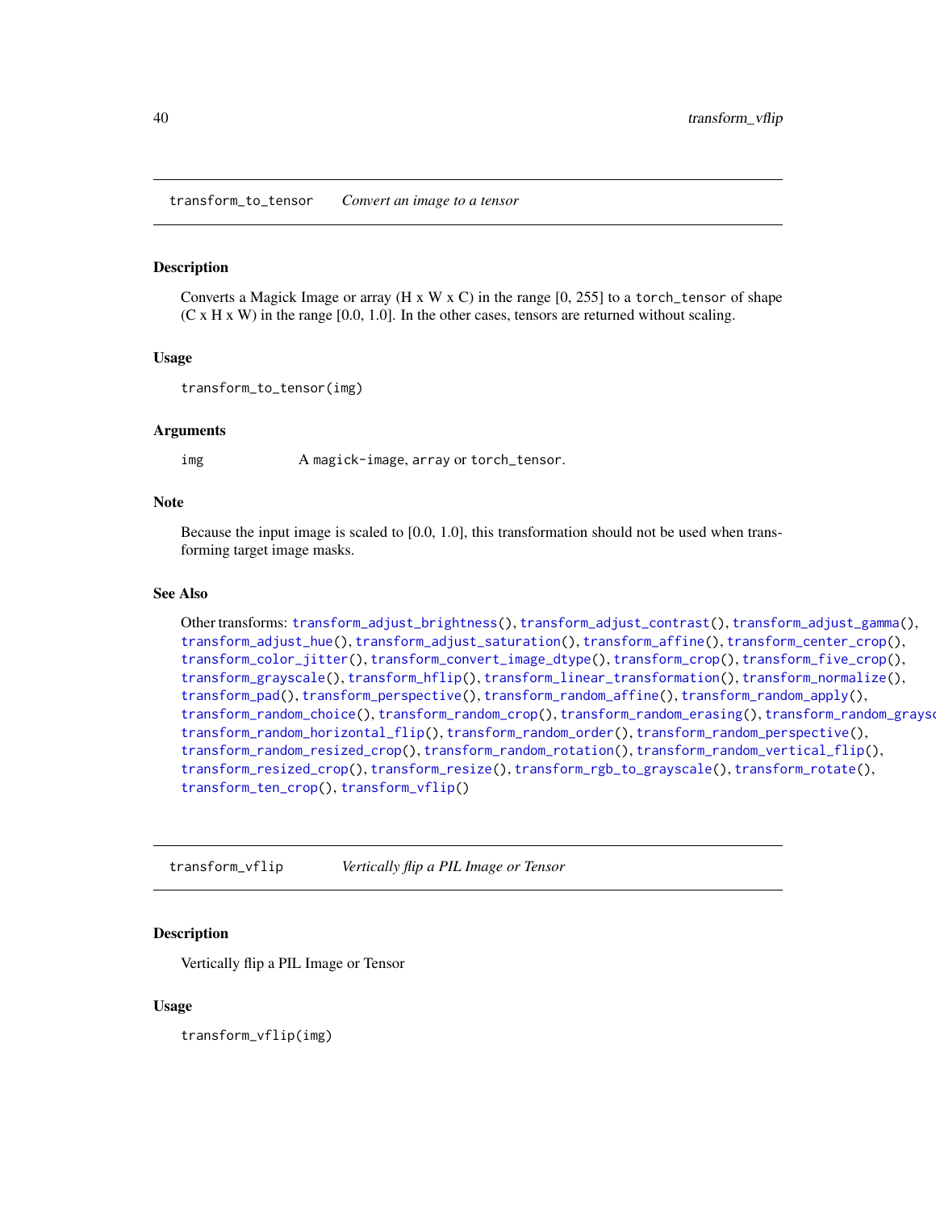## transform_to_tensor *Convert an image to a tensor*

### Description

Converts a Magick Image or array (H x W x C) in the range [0, 255] to a `torch_tensor` of shape (C x H x W) in the range [0.0, 1.0]. In the other cases, tensors are returned without scaling.

### Usage

```
transform_to_tensor(img)
```

### Arguments

| | |
|---|---|
| `img` | A `magick-image`, `array` or `torch_tensor`. |

### Note

Because the input image is scaled to [0.0, 1.0], this transformation should not be used when transforming target image masks.

### See Also

Other transforms: `transform_adjust_brightness()`, `transform_adjust_contrast()`, `transform_adjust_gamma()`, `transform_adjust_hue()`, `transform_adjust_saturation()`, `transform_affine()`, `transform_center_crop()`, `transform_color_jitter()`, `transform_convert_image_dtype()`, `transform_crop()`, `transform_five_crop()`, `transform_grayscale()`, `transform_hflip()`, `transform_linear_transformation()`, `transform_normalize()`, `transform_pad()`, `transform_perspective()`, `transform_random_affine()`, `transform_random_apply()`, `transform_random_choice()`, `transform_random_crop()`, `transform_random_erasing()`, `transform_random_grayscale()`, `transform_random_horizontal_flip()`, `transform_random_order()`, `transform_random_perspective()`, `transform_random_resized_crop()`, `transform_random_rotation()`, `transform_random_vertical_flip()`, `transform_resized_crop()`, `transform_resize()`, `transform_rgb_to_grayscale()`, `transform_rotate()`, `transform_ten_crop()`, `transform_vflip()`

## transform_vflip *Vertically flip a PIL Image or Tensor*

### Description

Vertically flip a PIL Image or Tensor

### Usage

```
transform_vflip(img)
```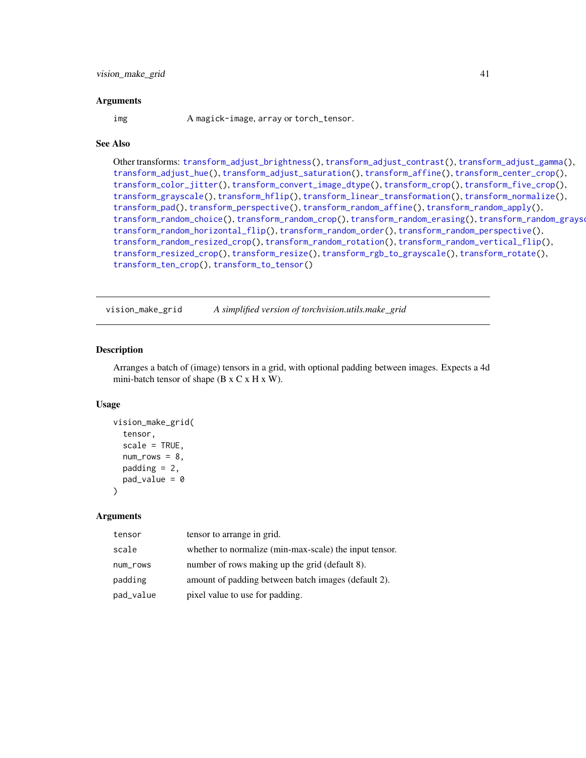## Arguments

| | |
|---|---|
| img | A magick-image, array or torch_tensor. |

## See Also

Other transforms: transform_adjust_brightness(), transform_adjust_contrast(), transform_adjust_gamma(), transform_adjust_hue(), transform_adjust_saturation(), transform_affine(), transform_center_crop(), transform_color_jitter(), transform_convert_image_dtype(), transform_crop(), transform_five_crop(), transform_grayscale(), transform_hflip(), transform_linear_transformation(), transform_normalize(), transform_pad(), transform_perspective(), transform_random_affine(), transform_random_apply(), transform_random_choice(), transform_random_crop(), transform_random_erasing(), transform_random_grayscale(), transform_random_horizontal_flip(), transform_random_order(), transform_random_perspective(), transform_random_resized_crop(), transform_random_rotation(), transform_random_vertical_flip(), transform_resized_crop(), transform_resize(), transform_rgb_to_grayscale(), transform_rotate(), transform_ten_crop(), transform_to_tensor()

---

# vision_make_grid — *A simplified version of torchvision.utils.make_grid*

## Description

Arranges a batch of (image) tensors in a grid, with optional padding between images. Expects a 4d mini-batch tensor of shape (B x C x H x W).

## Usage

```
vision_make_grid(
  tensor,
  scale = TRUE,
  num_rows = 8,
  padding = 2,
  pad_value = 0
)
```

## Arguments

| | |
|---|---|
| tensor | tensor to arrange in grid. |
| scale | whether to normalize (min-max-scale) the input tensor. |
| num_rows | number of rows making up the grid (default 8). |
| padding | amount of padding between batch images (default 2). |
| pad_value | pixel value to use for padding. |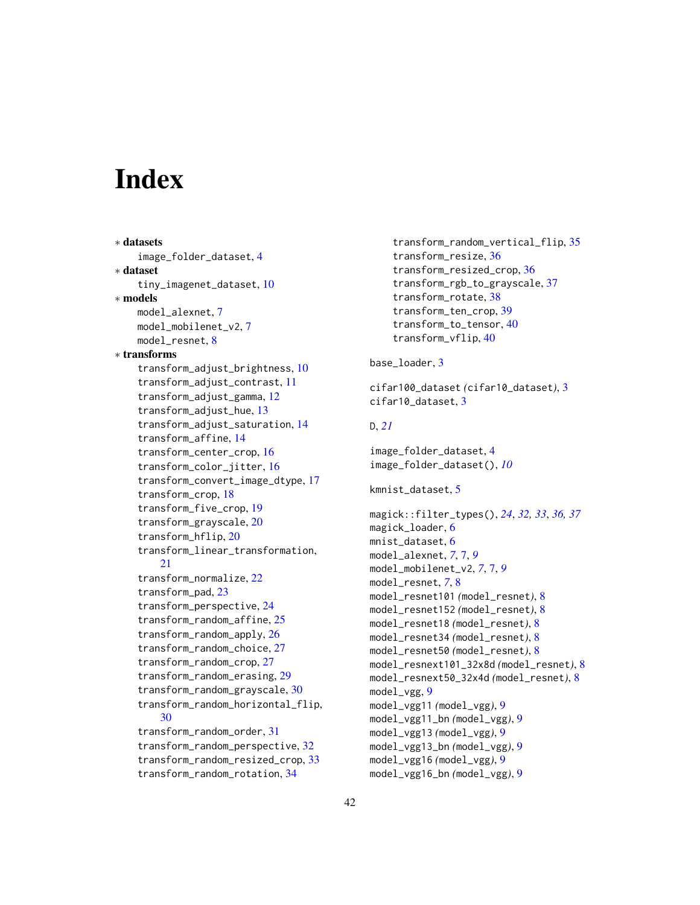# Index

∗ **datasets**
  image_folder_dataset, 4

∗ **dataset**
  tiny_imagenet_dataset, 10

∗ **models**
  model_alexnet, 7
  model_mobilenet_v2, 7
  model_resnet, 8

∗ **transforms**
  transform_adjust_brightness, 10
  transform_adjust_contrast, 11
  transform_adjust_gamma, 12
  transform_adjust_hue, 13
  transform_adjust_saturation, 14
  transform_affine, 14
  transform_center_crop, 16
  transform_color_jitter, 16
  transform_convert_image_dtype, 17
  transform_crop, 18
  transform_five_crop, 19
  transform_grayscale, 20
  transform_hflip, 20
  transform_linear_transformation, 21
  transform_normalize, 22
  transform_pad, 23
  transform_perspective, 24
  transform_random_affine, 25
  transform_random_apply, 26
  transform_random_choice, 27
  transform_random_crop, 27
  transform_random_erasing, 29
  transform_random_grayscale, 30
  transform_random_horizontal_flip, 30
  transform_random_order, 31
  transform_random_perspective, 32
  transform_random_resized_crop, 33
  transform_random_rotation, 34
  transform_random_vertical_flip, 35
  transform_resize, 36
  transform_resized_crop, 36
  transform_rgb_to_grayscale, 37
  transform_rotate, 38
  transform_ten_crop, 39
  transform_to_tensor, 40
  transform_vflip, 40

base_loader, 3

cifar100_dataset *(cifar10_dataset)*, 3
cifar10_dataset, 3

D, *21*

image_folder_dataset, 4
image_folder_dataset(), *10*

kmnist_dataset, 5

magick::filter_types(), *24*, *32, 33*, *36, 37*
magick_loader, 6
mnist_dataset, 6
model_alexnet, *7*, 7, *9*
model_mobilenet_v2, *7*, 7, *9*
model_resnet, *7*, 8
model_resnet101 *(model_resnet)*, 8
model_resnet152 *(model_resnet)*, 8
model_resnet18 *(model_resnet)*, 8
model_resnet34 *(model_resnet)*, 8
model_resnet50 *(model_resnet)*, 8
model_resnext101_32x8d *(model_resnet)*, 8
model_resnext50_32x4d *(model_resnet)*, 8
model_vgg, 9
model_vgg11 *(model_vgg)*, 9
model_vgg11_bn *(model_vgg)*, 9
model_vgg13 *(model_vgg)*, 9
model_vgg13_bn *(model_vgg)*, 9
model_vgg16 *(model_vgg)*, 9
model_vgg16_bn *(model_vgg)*, 9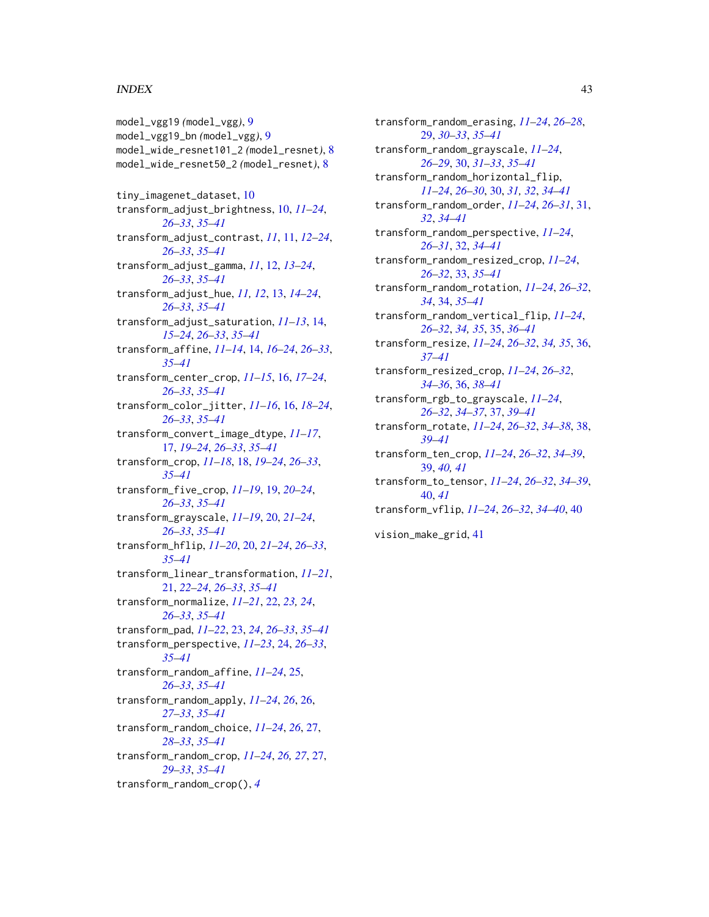model_vgg19 (model_vgg), 9
model_vgg19_bn (model_vgg), 9
model_wide_resnet101_2 (model_resnet), 8
model_wide_resnet50_2 (model_resnet), 8

tiny_imagenet_dataset, 10
transform_adjust_brightness, 10, *11–24*, *26–33*, *35–41*
transform_adjust_contrast, *11*, 11, *12–24*, *26–33*, *35–41*
transform_adjust_gamma, *11*, 12, *13–24*, *26–33*, *35–41*
transform_adjust_hue, *11, 12*, 13, *14–24*, *26–33*, *35–41*
transform_adjust_saturation, *11–13*, 14, *15–24*, *26–33*, *35–41*
transform_affine, *11–14*, 14, *16–24*, *26–33*, *35–41*
transform_center_crop, *11–15*, 16, *17–24*, *26–33*, *35–41*
transform_color_jitter, *11–16*, 16, *18–24*, *26–33*, *35–41*
transform_convert_image_dtype, *11–17*, 17, *19–24*, *26–33*, *35–41*
transform_crop, *11–18*, 18, *19–24*, *26–33*, *35–41*
transform_five_crop, *11–19*, 19, *20–24*, *26–33*, *35–41*
transform_grayscale, *11–19*, 20, *21–24*, *26–33*, *35–41*
transform_hflip, *11–20*, 20, *21–24*, *26–33*, *35–41*
transform_linear_transformation, *11–21*, 21, *22–24*, *26–33*, *35–41*
transform_normalize, *11–21*, 22, *23, 24*, *26–33*, *35–41*
transform_pad, *11–22*, 23, *24*, *26–33*, *35–41*
transform_perspective, *11–23*, 24, *26–33*, *35–41*
transform_random_affine, *11–24*, 25, *26–33*, *35–41*
transform_random_apply, *11–24*, *26*, 26, *27–33*, *35–41*
transform_random_choice, *11–24*, *26*, 27, *28–33*, *35–41*
transform_random_crop, *11–24*, *26, 27*, 27, *29–33*, *35–41*
transform_random_crop(), *4*
transform_random_erasing, *11–24*, *26–28*, 29, *30–33*, *35–41*
transform_random_grayscale, *11–24*, *26–29*, 30, *31–33*, *35–41*
transform_random_horizontal_flip, *11–24*, *26–30*, 30, *31, 32*, *34–41*
transform_random_order, *11–24*, *26–31*, 31, *32*, *34–41*
transform_random_perspective, *11–24*, *26–31*, 32, *34–41*
transform_random_resized_crop, *11–24*, *26–32*, 33, *35–41*
transform_random_rotation, *11–24*, *26–32*, *34*, 34, *35–41*
transform_random_vertical_flip, *11–24*, *26–32*, *34, 35*, 35, *36–41*
transform_resize, *11–24*, *26–32*, *34, 35*, 36, *37–41*
transform_resized_crop, *11–24*, *26–32*, *34–36*, 36, *38–41*
transform_rgb_to_grayscale, *11–24*, *26–32*, *34–37*, 37, *39–41*
transform_rotate, *11–24*, *26–32*, *34–38*, 38, *39–41*
transform_ten_crop, *11–24*, *26–32*, *34–39*, 39, *40, 41*
transform_to_tensor, *11–24*, *26–32*, *34–39*, 40, *41*
transform_vflip, *11–24*, *26–32*, *34–40*, 40

vision_make_grid, 41